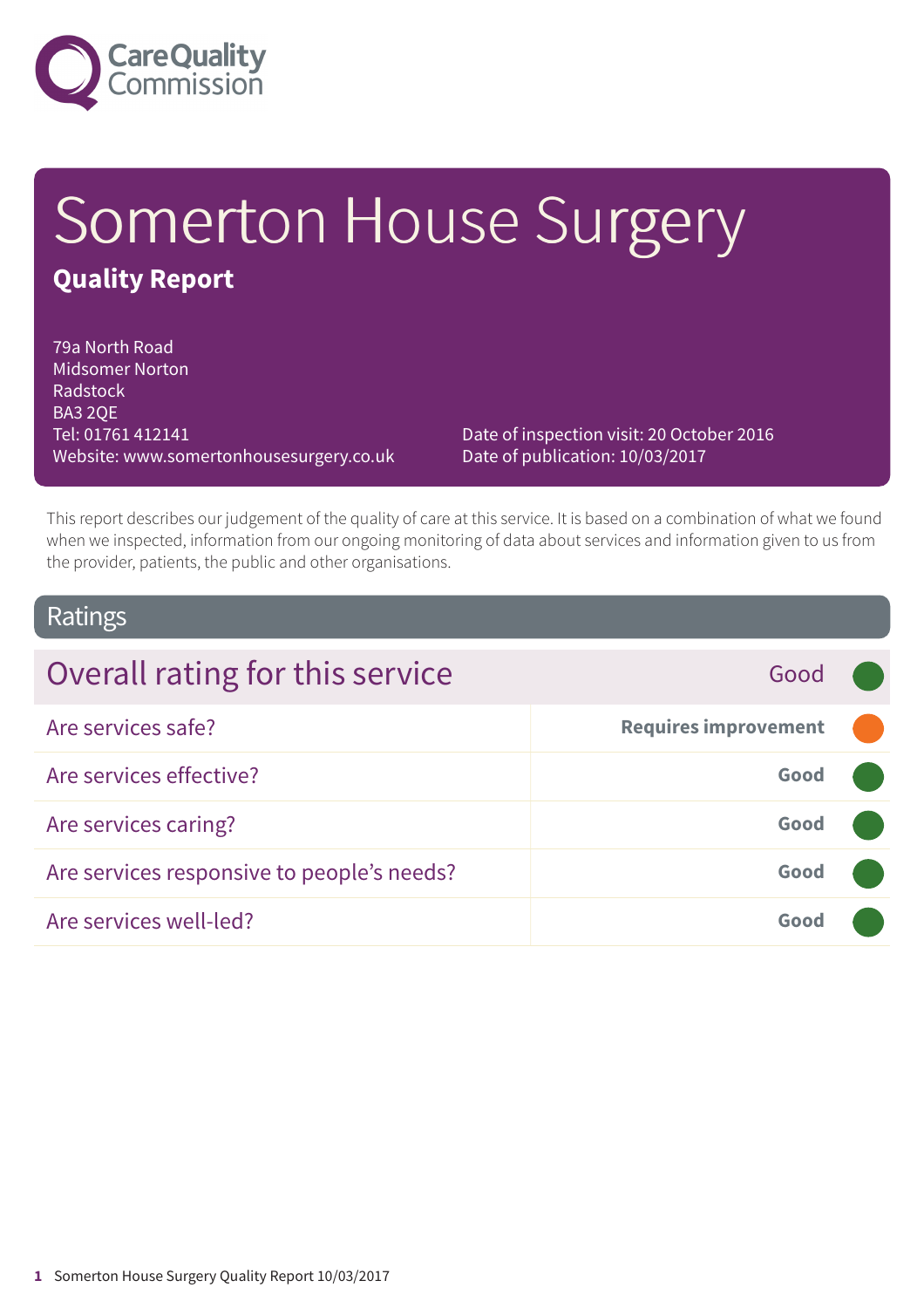# Somerton House Surgery

## Quality Report

79a North Road
Midsomer Norton
Radstock
BA3 2QE
Tel: 01761 412141
Website: www.somertonhousesurgery.co.uk

Date of inspection visit: 20 October 2016
Date of publication: 10/03/2017

This report describes our judgement of the quality of care at this service. It is based on a combination of what we found when we inspected, information from our ongoing monitoring of data about services and information given to us from the provider, patients, the public and other organisations.

## Ratings

| Overall rating for this service | Good |
| --- | --- |
| Are services safe? | **Requires improvement** |
| Are services effective? | **Good** |
| Are services caring? | **Good** |
| Are services responsive to people's needs? | **Good** |
| Are services well-led? | **Good** |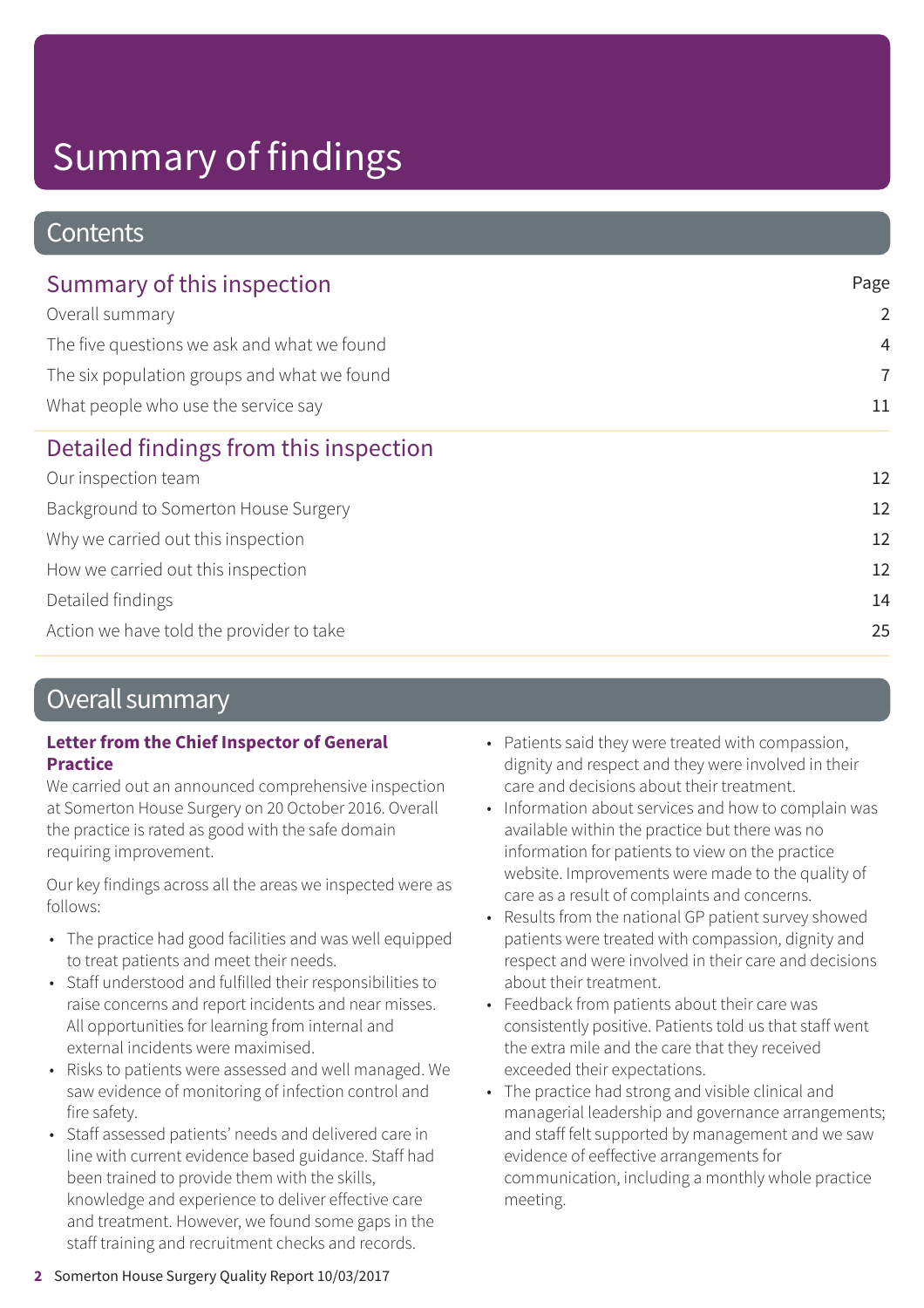# Summary of findings

## Contents

### Summary of this inspection

| | Page |
|---|---|
| Overall summary | 2 |
| The five questions we ask and what we found | 4 |
| The six population groups and what we found | 7 |
| What people who use the service say | 11 |

### Detailed findings from this inspection

| | |
|---|---|
| Our inspection team | 12 |
| Background to Somerton House Surgery | 12 |
| Why we carried out this inspection | 12 |
| How we carried out this inspection | 12 |
| Detailed findings | 14 |
| Action we have told the provider to take | 25 |

## Overall summary

**Letter from the Chief Inspector of General Practice**

We carried out an announced comprehensive inspection at Somerton House Surgery on 20 October 2016. Overall the practice is rated as good with the safe domain requiring improvement.

Our key findings across all the areas we inspected were as follows:

- The practice had good facilities and was well equipped to treat patients and meet their needs.
- Staff understood and fulfilled their responsibilities to raise concerns and report incidents and near misses. All opportunities for learning from internal and external incidents were maximised.
- Risks to patients were assessed and well managed. We saw evidence of monitoring of infection control and fire safety.
- Staff assessed patients' needs and delivered care in line with current evidence based guidance. Staff had been trained to provide them with the skills, knowledge and experience to deliver effective care and treatment. However, we found some gaps in the staff training and recruitment checks and records.
- Patients said they were treated with compassion, dignity and respect and they were involved in their care and decisions about their treatment.
- Information about services and how to complain was available within the practice but there was no information for patients to view on the practice website. Improvements were made to the quality of care as a result of complaints and concerns.
- Results from the national GP patient survey showed patients were treated with compassion, dignity and respect and were involved in their care and decisions about their treatment.
- Feedback from patients about their care was consistently positive. Patients told us that staff went the extra mile and the care that they received exceeded their expectations.
- The practice had strong and visible clinical and managerial leadership and governance arrangements; and staff felt supported by management and we saw evidence of eeffective arrangements for communication, including a monthly whole practice meeting.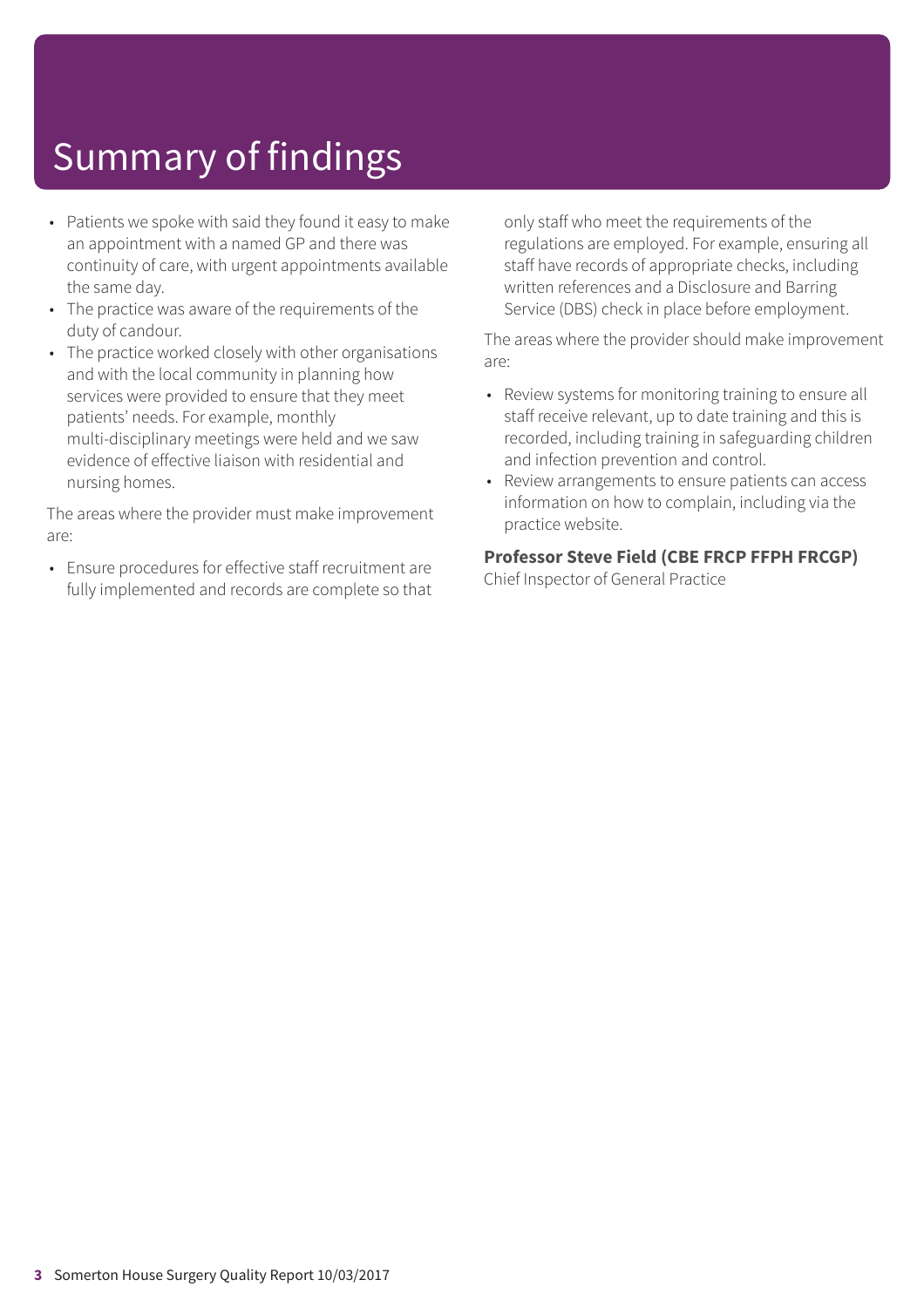# Summary of findings

- Patients we spoke with said they found it easy to make an appointment with a named GP and there was continuity of care, with urgent appointments available the same day.
- The practice was aware of the requirements of the duty of candour.
- The practice worked closely with other organisations and with the local community in planning how services were provided to ensure that they meet patients' needs. For example, monthly multi-disciplinary meetings were held and we saw evidence of effective liaison with residential and nursing homes.

The areas where the provider must make improvement are:

- Ensure procedures for effective staff recruitment are fully implemented and records are complete so that only staff who meet the requirements of the regulations are employed. For example, ensuring all staff have records of appropriate checks, including written references and a Disclosure and Barring Service (DBS) check in place before employment.

The areas where the provider should make improvement are:

- Review systems for monitoring training to ensure all staff receive relevant, up to date training and this is recorded, including training in safeguarding children and infection prevention and control.
- Review arrangements to ensure patients can access information on how to complain, including via the practice website.

**Professor Steve Field (CBE FRCP FFPH FRCGP)**
Chief Inspector of General Practice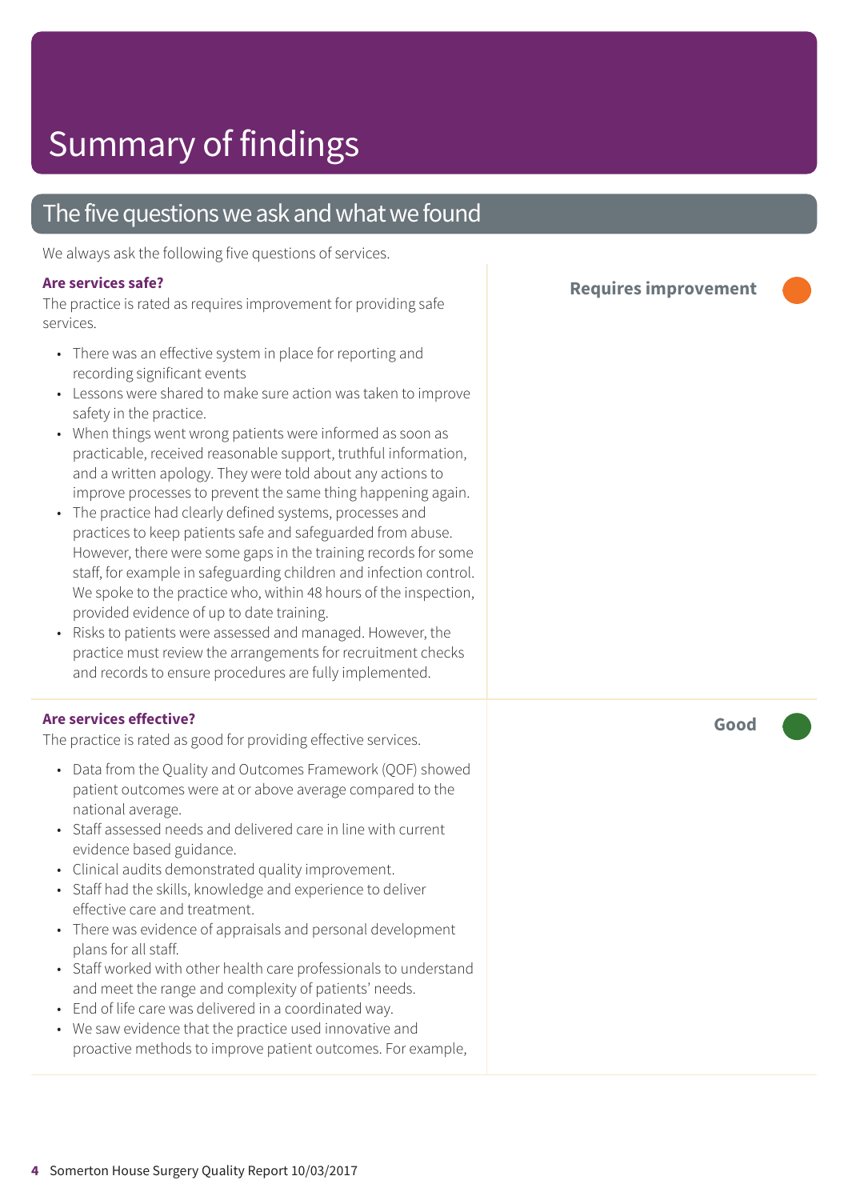# Summary of findings

## The five questions we ask and what we found

We always ask the following five questions of services.

### Are services safe?

**Requires improvement**

The practice is rated as requires improvement for providing safe services.

- There was an effective system in place for reporting and recording significant events
- Lessons were shared to make sure action was taken to improve safety in the practice.
- When things went wrong patients were informed as soon as practicable, received reasonable support, truthful information, and a written apology. They were told about any actions to improve processes to prevent the same thing happening again.
- The practice had clearly defined systems, processes and practices to keep patients safe and safeguarded from abuse. However, there were some gaps in the training records for some staff, for example in safeguarding children and infection control. We spoke to the practice who, within 48 hours of the inspection, provided evidence of up to date training.
- Risks to patients were assessed and managed. However, the practice must review the arrangements for recruitment checks and records to ensure procedures are fully implemented.

### Are services effective?

**Good**

The practice is rated as good for providing effective services.

- Data from the Quality and Outcomes Framework (QOF) showed patient outcomes were at or above average compared to the national average.
- Staff assessed needs and delivered care in line with current evidence based guidance.
- Clinical audits demonstrated quality improvement.
- Staff had the skills, knowledge and experience to deliver effective care and treatment.
- There was evidence of appraisals and personal development plans for all staff.
- Staff worked with other health care professionals to understand and meet the range and complexity of patients' needs.
- End of life care was delivered in a coordinated way.
- We saw evidence that the practice used innovative and proactive methods to improve patient outcomes. For example,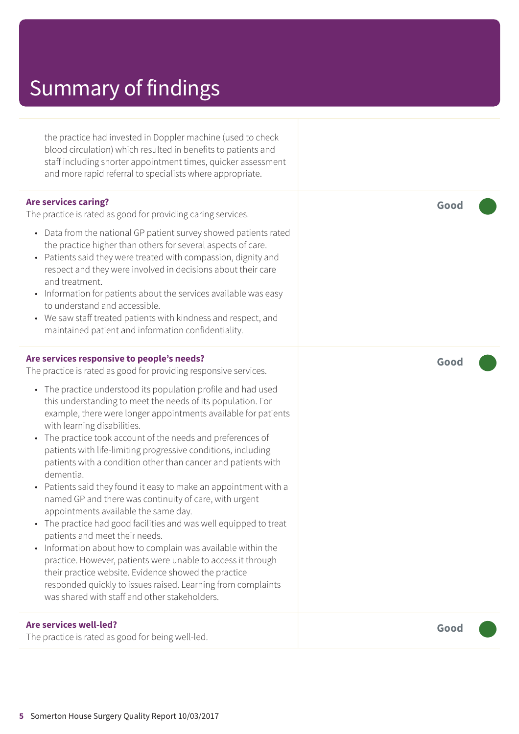# Summary of findings

the practice had invested in Doppler machine (used to check blood circulation) which resulted in benefits to patients and staff including shorter appointment times, quicker assessment and more rapid referral to specialists where appropriate.

**Are services caring?** — **Good**

The practice is rated as good for providing caring services.

- Data from the national GP patient survey showed patients rated the practice higher than others for several aspects of care.
- Patients said they were treated with compassion, dignity and respect and they were involved in decisions about their care and treatment.
- Information for patients about the services available was easy to understand and accessible.
- We saw staff treated patients with kindness and respect, and maintained patient and information confidentiality.

**Are services responsive to people's needs?** — **Good**

The practice is rated as good for providing responsive services.

- The practice understood its population profile and had used this understanding to meet the needs of its population. For example, there were longer appointments available for patients with learning disabilities.
- The practice took account of the needs and preferences of patients with life-limiting progressive conditions, including patients with a condition other than cancer and patients with dementia.
- Patients said they found it easy to make an appointment with a named GP and there was continuity of care, with urgent appointments available the same day.
- The practice had good facilities and was well equipped to treat patients and meet their needs.
- Information about how to complain was available within the practice. However, patients were unable to access it through their practice website. Evidence showed the practice responded quickly to issues raised. Learning from complaints was shared with staff and other stakeholders.

**Are services well-led?** — **Good**

The practice is rated as good for being well-led.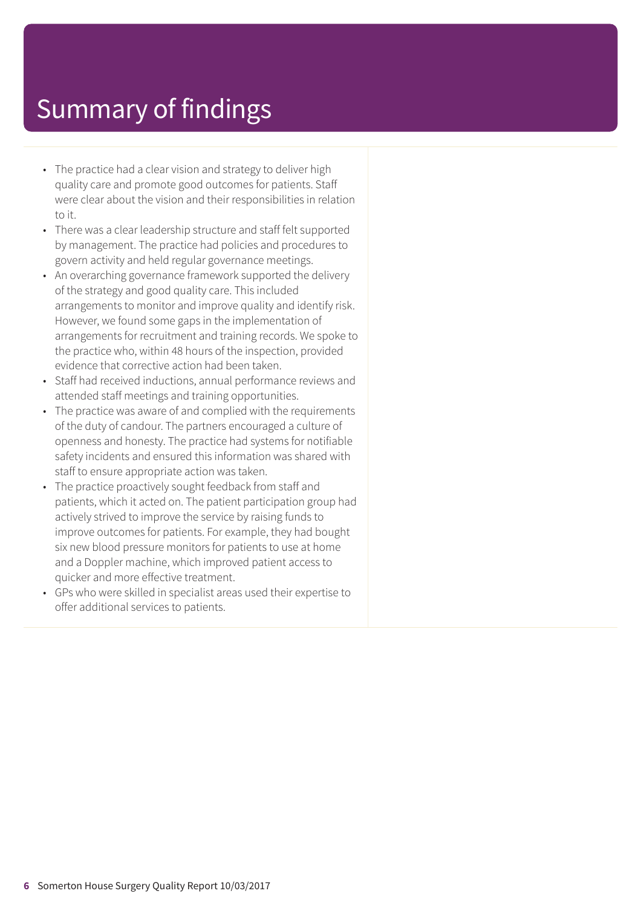# Summary of findings

- The practice had a clear vision and strategy to deliver high quality care and promote good outcomes for patients. Staff were clear about the vision and their responsibilities in relation to it.
- There was a clear leadership structure and staff felt supported by management. The practice had policies and procedures to govern activity and held regular governance meetings.
- An overarching governance framework supported the delivery of the strategy and good quality care. This included arrangements to monitor and improve quality and identify risk. However, we found some gaps in the implementation of arrangements for recruitment and training records. We spoke to the practice who, within 48 hours of the inspection, provided evidence that corrective action had been taken.
- Staff had received inductions, annual performance reviews and attended staff meetings and training opportunities.
- The practice was aware of and complied with the requirements of the duty of candour. The partners encouraged a culture of openness and honesty. The practice had systems for notifiable safety incidents and ensured this information was shared with staff to ensure appropriate action was taken.
- The practice proactively sought feedback from staff and patients, which it acted on. The patient participation group had actively strived to improve the service by raising funds to improve outcomes for patients. For example, they had bought six new blood pressure monitors for patients to use at home and a Doppler machine, which improved patient access to quicker and more effective treatment.
- GPs who were skilled in specialist areas used their expertise to offer additional services to patients.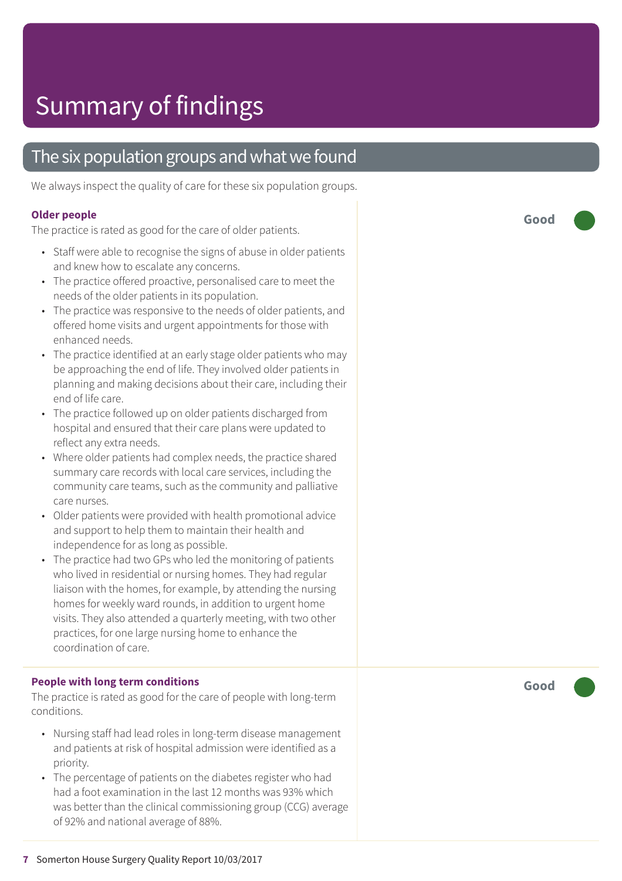# Summary of findings

## The six population groups and what we found

We always inspect the quality of care for these six population groups.

### Older people

**Good**

The practice is rated as good for the care of older patients.

- Staff were able to recognise the signs of abuse in older patients and knew how to escalate any concerns.
- The practice offered proactive, personalised care to meet the needs of the older patients in its population.
- The practice was responsive to the needs of older patients, and offered home visits and urgent appointments for those with enhanced needs.
- The practice identified at an early stage older patients who may be approaching the end of life. They involved older patients in planning and making decisions about their care, including their end of life care.
- The practice followed up on older patients discharged from hospital and ensured that their care plans were updated to reflect any extra needs.
- Where older patients had complex needs, the practice shared summary care records with local care services, including the community care teams, such as the community and palliative care nurses.
- Older patients were provided with health promotional advice and support to help them to maintain their health and independence for as long as possible.
- The practice had two GPs who led the monitoring of patients who lived in residential or nursing homes. They had regular liaison with the homes, for example, by attending the nursing homes for weekly ward rounds, in addition to urgent home visits. They also attended a quarterly meeting, with two other practices, for one large nursing home to enhance the coordination of care.

### People with long term conditions

**Good**

The practice is rated as good for the care of people with long-term conditions.

- Nursing staff had lead roles in long-term disease management and patients at risk of hospital admission were identified as a priority.
- The percentage of patients on the diabetes register who had had a foot examination in the last 12 months was 93% which was better than the clinical commissioning group (CCG) average of 92% and national average of 88%.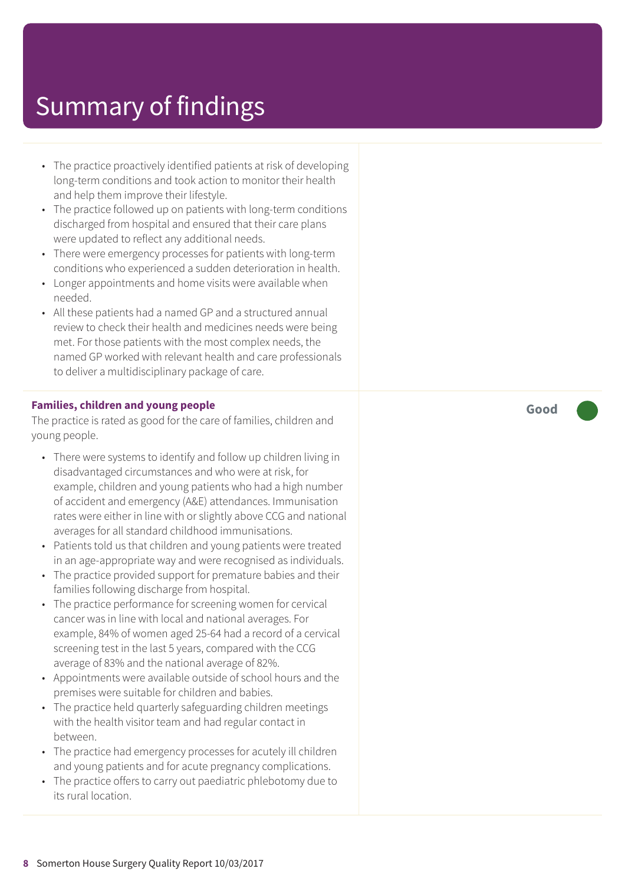# Summary of findings

- The practice proactively identified patients at risk of developing long-term conditions and took action to monitor their health and help them improve their lifestyle.
- The practice followed up on patients with long-term conditions discharged from hospital and ensured that their care plans were updated to reflect any additional needs.
- There were emergency processes for patients with long-term conditions who experienced a sudden deterioration in health.
- Longer appointments and home visits were available when needed.
- All these patients had a named GP and a structured annual review to check their health and medicines needs were being met. For those patients with the most complex needs, the named GP worked with relevant health and care professionals to deliver a multidisciplinary package of care.

**Families, children and young people** — **Good**

The practice is rated as good for the care of families, children and young people.

- There were systems to identify and follow up children living in disadvantaged circumstances and who were at risk, for example, children and young patients who had a high number of accident and emergency (A&E) attendances. Immunisation rates were either in line with or slightly above CCG and national averages for all standard childhood immunisations.
- Patients told us that children and young patients were treated in an age-appropriate way and were recognised as individuals.
- The practice provided support for premature babies and their families following discharge from hospital.
- The practice performance for screening women for cervical cancer was in line with local and national averages. For example, 84% of women aged 25-64 had a record of a cervical screening test in the last 5 years, compared with the CCG average of 83% and the national average of 82%.
- Appointments were available outside of school hours and the premises were suitable for children and babies.
- The practice held quarterly safeguarding children meetings with the health visitor team and had regular contact in between.
- The practice had emergency processes for acutely ill children and young patients and for acute pregnancy complications.
- The practice offers to carry out paediatric phlebotomy due to its rural location.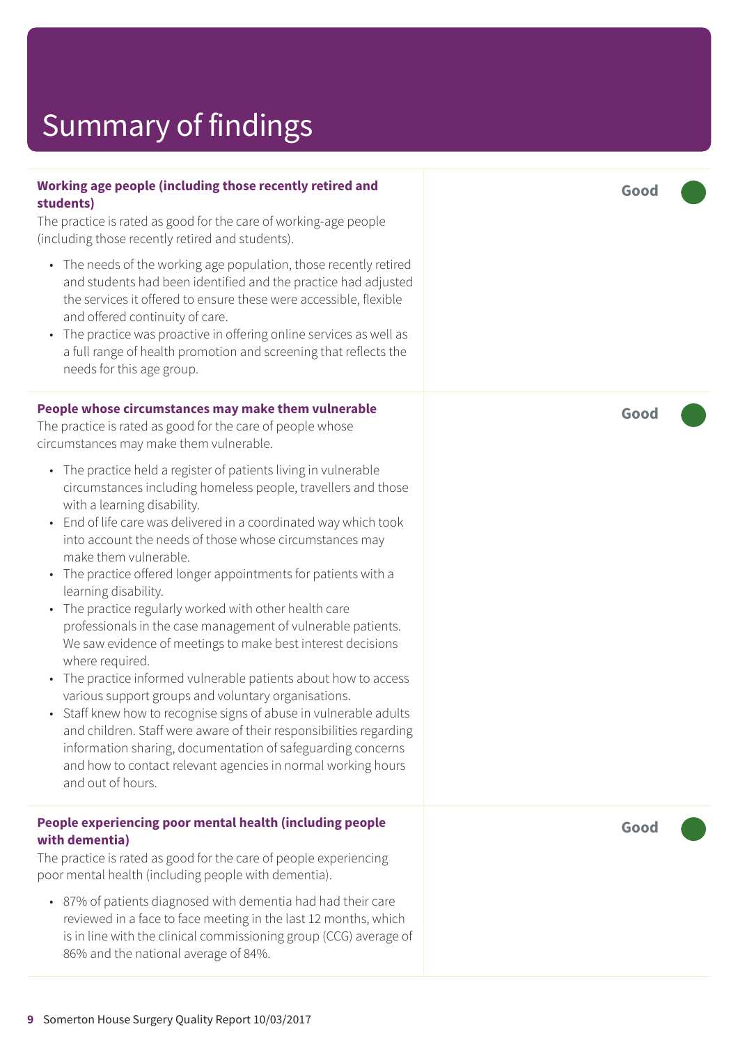# Summary of findings

### Working age people (including those recently retired and students)

**Good**

The practice is rated as good for the care of working-age people (including those recently retired and students).

- The needs of the working age population, those recently retired and students had been identified and the practice had adjusted the services it offered to ensure these were accessible, flexible and offered continuity of care.
- The practice was proactive in offering online services as well as a full range of health promotion and screening that reflects the needs for this age group.

### People whose circumstances may make them vulnerable

**Good**

The practice is rated as good for the care of people whose circumstances may make them vulnerable.

- The practice held a register of patients living in vulnerable circumstances including homeless people, travellers and those with a learning disability.
- End of life care was delivered in a coordinated way which took into account the needs of those whose circumstances may make them vulnerable.
- The practice offered longer appointments for patients with a learning disability.
- The practice regularly worked with other health care professionals in the case management of vulnerable patients. We saw evidence of meetings to make best interest decisions where required.
- The practice informed vulnerable patients about how to access various support groups and voluntary organisations.
- Staff knew how to recognise signs of abuse in vulnerable adults and children. Staff were aware of their responsibilities regarding information sharing, documentation of safeguarding concerns and how to contact relevant agencies in normal working hours and out of hours.

### People experiencing poor mental health (including people with dementia)

**Good**

The practice is rated as good for the care of people experiencing poor mental health (including people with dementia).

- 87% of patients diagnosed with dementia had had their care reviewed in a face to face meeting in the last 12 months, which is in line with the clinical commissioning group (CCG) average of 86% and the national average of 84%.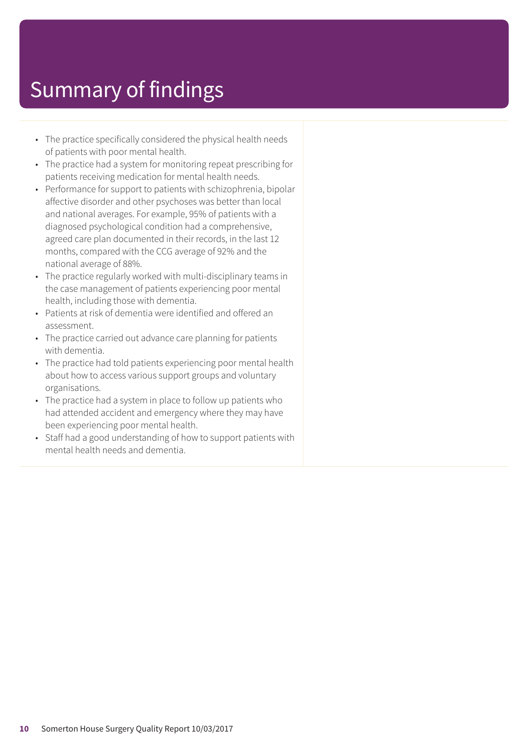# Summary of findings

- The practice specifically considered the physical health needs of patients with poor mental health.
- The practice had a system for monitoring repeat prescribing for patients receiving medication for mental health needs.
- Performance for support to patients with schizophrenia, bipolar affective disorder and other psychoses was better than local and national averages. For example, 95% of patients with a diagnosed psychological condition had a comprehensive, agreed care plan documented in their records, in the last 12 months, compared with the CCG average of 92% and the national average of 88%.
- The practice regularly worked with multi-disciplinary teams in the case management of patients experiencing poor mental health, including those with dementia.
- Patients at risk of dementia were identified and offered an assessment.
- The practice carried out advance care planning for patients with dementia.
- The practice had told patients experiencing poor mental health about how to access various support groups and voluntary organisations.
- The practice had a system in place to follow up patients who had attended accident and emergency where they may have been experiencing poor mental health.
- Staff had a good understanding of how to support patients with mental health needs and dementia.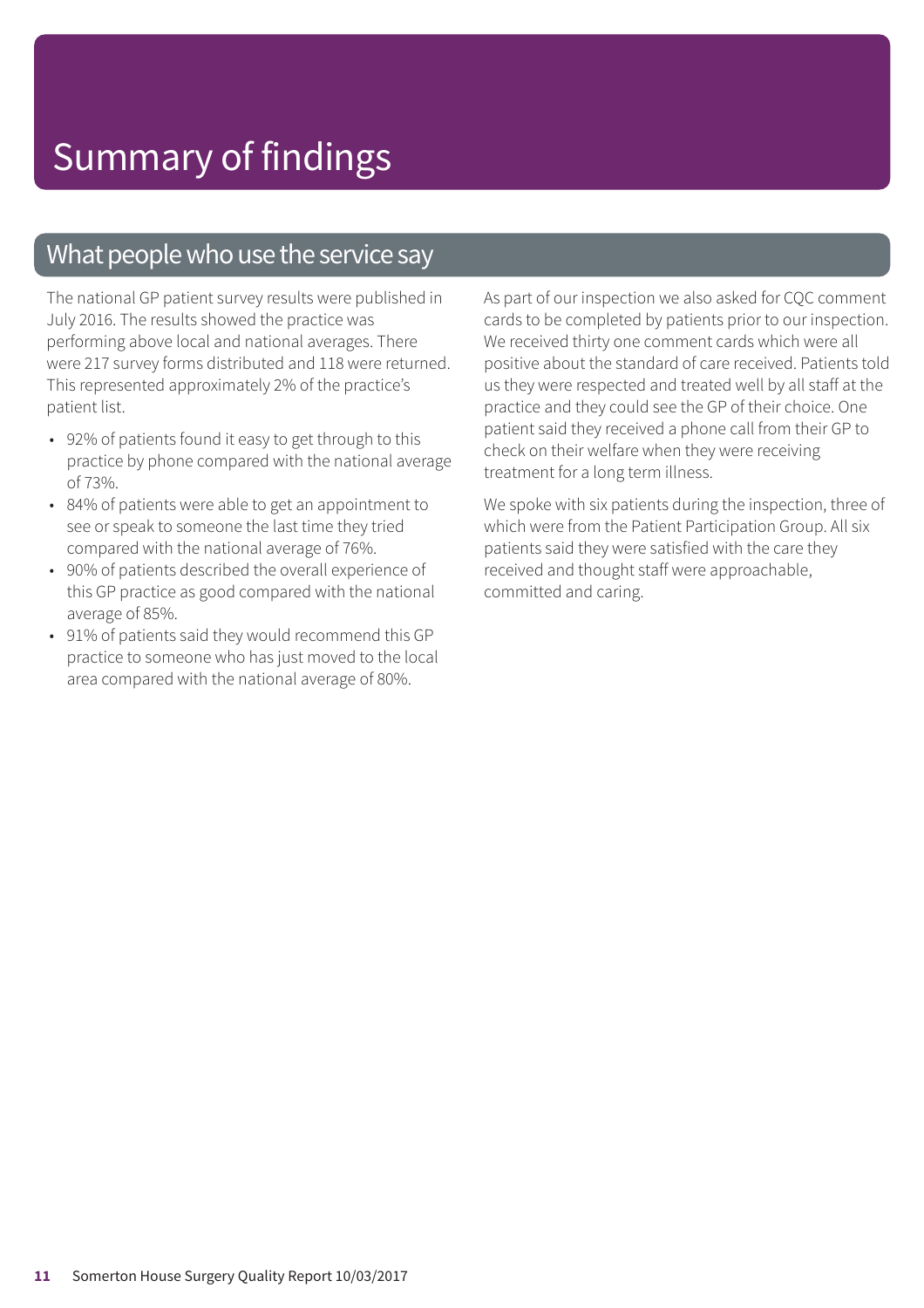# Summary of findings

## What people who use the service say

The national GP patient survey results were published in July 2016. The results showed the practice was performing above local and national averages. There were 217 survey forms distributed and 118 were returned. This represented approximately 2% of the practice's patient list.

- 92% of patients found it easy to get through to this practice by phone compared with the national average of 73%.
- 84% of patients were able to get an appointment to see or speak to someone the last time they tried compared with the national average of 76%.
- 90% of patients described the overall experience of this GP practice as good compared with the national average of 85%.
- 91% of patients said they would recommend this GP practice to someone who has just moved to the local area compared with the national average of 80%.

As part of our inspection we also asked for CQC comment cards to be completed by patients prior to our inspection. We received thirty one comment cards which were all positive about the standard of care received. Patients told us they were respected and treated well by all staff at the practice and they could see the GP of their choice. One patient said they received a phone call from their GP to check on their welfare when they were receiving treatment for a long term illness.

We spoke with six patients during the inspection, three of which were from the Patient Participation Group. All six patients said they were satisfied with the care they received and thought staff were approachable, committed and caring.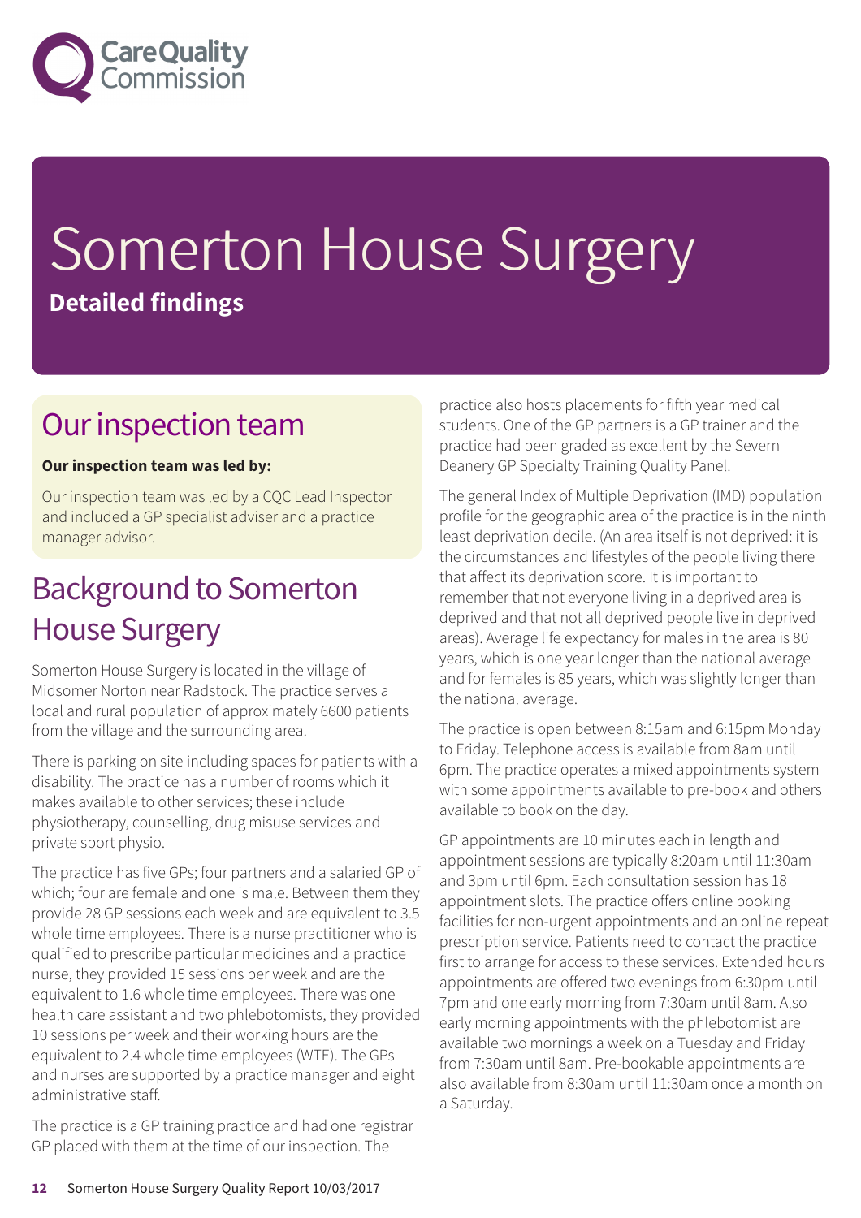# Somerton House Surgery

**Detailed findings**

## Our inspection team

**Our inspection team was led by:**

Our inspection team was led by a CQC Lead Inspector and included a GP specialist adviser and a practice manager advisor.

## Background to Somerton House Surgery

Somerton House Surgery is located in the village of Midsomer Norton near Radstock. The practice serves a local and rural population of approximately 6600 patients from the village and the surrounding area.

There is parking on site including spaces for patients with a disability. The practice has a number of rooms which it makes available to other services; these include physiotherapy, counselling, drug misuse services and private sport physio.

The practice has five GPs; four partners and a salaried GP of which; four are female and one is male. Between them they provide 28 GP sessions each week and are equivalent to 3.5 whole time employees. There is a nurse practitioner who is qualified to prescribe particular medicines and a practice nurse, they provided 15 sessions per week and are the equivalent to 1.6 whole time employees. There was one health care assistant and two phlebotomists, they provided 10 sessions per week and their working hours are the equivalent to 2.4 whole time employees (WTE). The GPs and nurses are supported by a practice manager and eight administrative staff.

The practice is a GP training practice and had one registrar GP placed with them at the time of our inspection. The practice also hosts placements for fifth year medical students. One of the GP partners is a GP trainer and the practice had been graded as excellent by the Severn Deanery GP Specialty Training Quality Panel.

The general Index of Multiple Deprivation (IMD) population profile for the geographic area of the practice is in the ninth least deprivation decile. (An area itself is not deprived: it is the circumstances and lifestyles of the people living there that affect its deprivation score. It is important to remember that not everyone living in a deprived area is deprived and that not all deprived people live in deprived areas). Average life expectancy for males in the area is 80 years, which is one year longer than the national average and for females is 85 years, which was slightly longer than the national average.

The practice is open between 8:15am and 6:15pm Monday to Friday. Telephone access is available from 8am until 6pm. The practice operates a mixed appointments system with some appointments available to pre-book and others available to book on the day.

GP appointments are 10 minutes each in length and appointment sessions are typically 8:20am until 11:30am and 3pm until 6pm. Each consultation session has 18 appointment slots. The practice offers online booking facilities for non-urgent appointments and an online repeat prescription service. Patients need to contact the practice first to arrange for access to these services. Extended hours appointments are offered two evenings from 6:30pm until 7pm and one early morning from 7:30am until 8am. Also early morning appointments with the phlebotomist are available two mornings a week on a Tuesday and Friday from 7:30am until 8am. Pre-bookable appointments are also available from 8:30am until 11:30am once a month on a Saturday.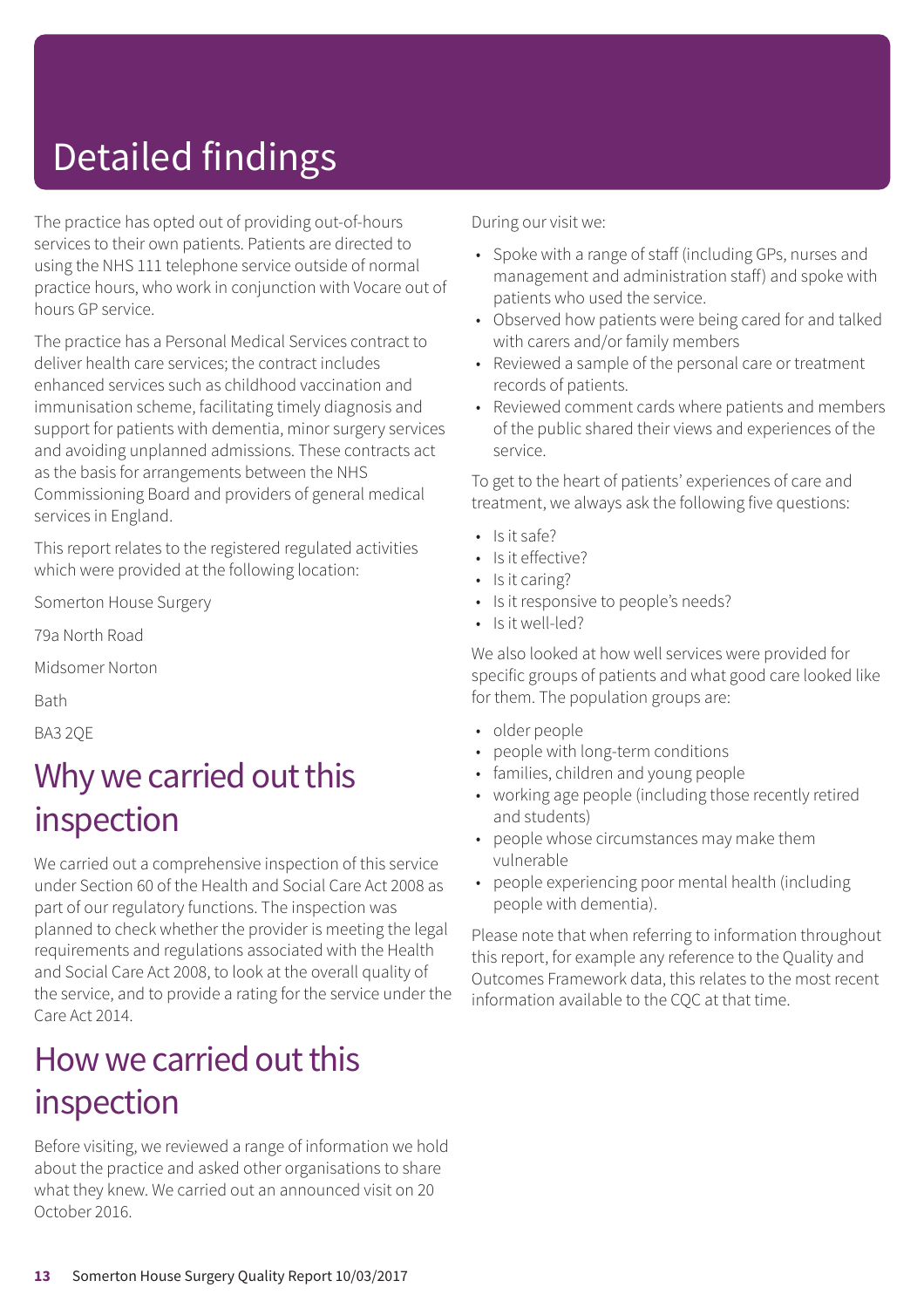# Detailed findings

The practice has opted out of providing out-of-hours services to their own patients. Patients are directed to using the NHS 111 telephone service outside of normal practice hours, who work in conjunction with Vocare out of hours GP service.

The practice has a Personal Medical Services contract to deliver health care services; the contract includes enhanced services such as childhood vaccination and immunisation scheme, facilitating timely diagnosis and support for patients with dementia, minor surgery services and avoiding unplanned admissions. These contracts act as the basis for arrangements between the NHS Commissioning Board and providers of general medical services in England.

This report relates to the registered regulated activities which were provided at the following location:

Somerton House Surgery

79a North Road

Midsomer Norton

Bath

BA3 2QE

## Why we carried out this inspection

We carried out a comprehensive inspection of this service under Section 60 of the Health and Social Care Act 2008 as part of our regulatory functions. The inspection was planned to check whether the provider is meeting the legal requirements and regulations associated with the Health and Social Care Act 2008, to look at the overall quality of the service, and to provide a rating for the service under the Care Act 2014.

## How we carried out this inspection

Before visiting, we reviewed a range of information we hold about the practice and asked other organisations to share what they knew. We carried out an announced visit on 20 October 2016.

During our visit we:

- Spoke with a range of staff (including GPs, nurses and management and administration staff) and spoke with patients who used the service.
- Observed how patients were being cared for and talked with carers and/or family members
- Reviewed a sample of the personal care or treatment records of patients.
- Reviewed comment cards where patients and members of the public shared their views and experiences of the service.

To get to the heart of patients' experiences of care and treatment, we always ask the following five questions:

- Is it safe?
- Is it effective?
- Is it caring?
- Is it responsive to people's needs?
- Is it well-led?

We also looked at how well services were provided for specific groups of patients and what good care looked like for them. The population groups are:

- older people
- people with long-term conditions
- families, children and young people
- working age people (including those recently retired and students)
- people whose circumstances may make them vulnerable
- people experiencing poor mental health (including people with dementia).

Please note that when referring to information throughout this report, for example any reference to the Quality and Outcomes Framework data, this relates to the most recent information available to the CQC at that time.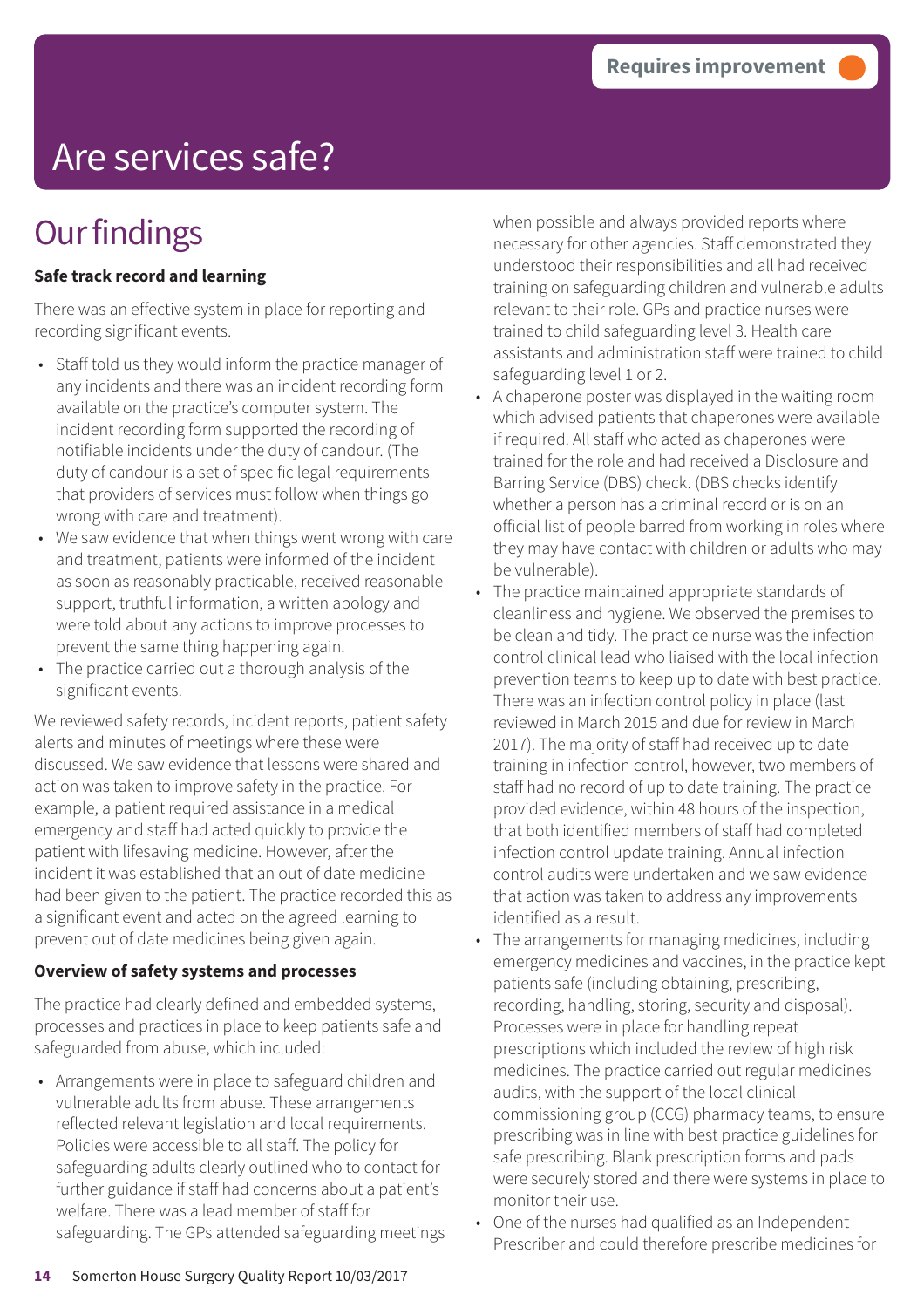Requires improvement

# Are services safe?

## Our findings

**Safe track record and learning**

There was an effective system in place for reporting and recording significant events.

- Staff told us they would inform the practice manager of any incidents and there was an incident recording form available on the practice's computer system. The incident recording form supported the recording of notifiable incidents under the duty of candour. (The duty of candour is a set of specific legal requirements that providers of services must follow when things go wrong with care and treatment).
- We saw evidence that when things went wrong with care and treatment, patients were informed of the incident as soon as reasonably practicable, received reasonable support, truthful information, a written apology and were told about any actions to improve processes to prevent the same thing happening again.
- The practice carried out a thorough analysis of the significant events.

We reviewed safety records, incident reports, patient safety alerts and minutes of meetings where these were discussed. We saw evidence that lessons were shared and action was taken to improve safety in the practice. For example, a patient required assistance in a medical emergency and staff had acted quickly to provide the patient with lifesaving medicine. However, after the incident it was established that an out of date medicine had been given to the patient. The practice recorded this as a significant event and acted on the agreed learning to prevent out of date medicines being given again.

**Overview of safety systems and processes**

The practice had clearly defined and embedded systems, processes and practices in place to keep patients safe and safeguarded from abuse, which included:

- Arrangements were in place to safeguard children and vulnerable adults from abuse. These arrangements reflected relevant legislation and local requirements. Policies were accessible to all staff. The policy for safeguarding adults clearly outlined who to contact for further guidance if staff had concerns about a patient's welfare. There was a lead member of staff for safeguarding. The GPs attended safeguarding meetings when possible and always provided reports where necessary for other agencies. Staff demonstrated they understood their responsibilities and all had received training on safeguarding children and vulnerable adults relevant to their role. GPs and practice nurses were trained to child safeguarding level 3. Health care assistants and administration staff were trained to child safeguarding level 1 or 2.
- A chaperone poster was displayed in the waiting room which advised patients that chaperones were available if required. All staff who acted as chaperones were trained for the role and had received a Disclosure and Barring Service (DBS) check. (DBS checks identify whether a person has a criminal record or is on an official list of people barred from working in roles where they may have contact with children or adults who may be vulnerable).
- The practice maintained appropriate standards of cleanliness and hygiene. We observed the premises to be clean and tidy. The practice nurse was the infection control clinical lead who liaised with the local infection prevention teams to keep up to date with best practice. There was an infection control policy in place (last reviewed in March 2015 and due for review in March 2017). The majority of staff had received up to date training in infection control, however, two members of staff had no record of up to date training. The practice provided evidence, within 48 hours of the inspection, that both identified members of staff had completed infection control update training. Annual infection control audits were undertaken and we saw evidence that action was taken to address any improvements identified as a result.
- The arrangements for managing medicines, including emergency medicines and vaccines, in the practice kept patients safe (including obtaining, prescribing, recording, handling, storing, security and disposal). Processes were in place for handling repeat prescriptions which included the review of high risk medicines. The practice carried out regular medicines audits, with the support of the local clinical commissioning group (CCG) pharmacy teams, to ensure prescribing was in line with best practice guidelines for safe prescribing. Blank prescription forms and pads were securely stored and there were systems in place to monitor their use.
- One of the nurses had qualified as an Independent Prescriber and could therefore prescribe medicines for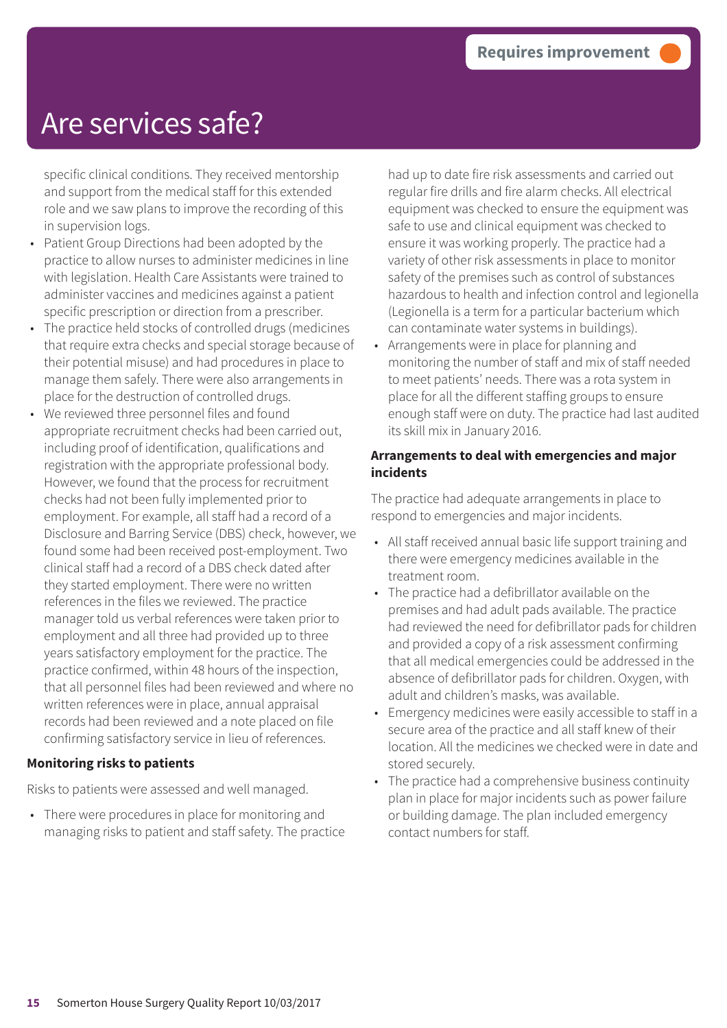# Are services safe?

**Requires improvement**

specific clinical conditions. They received mentorship and support from the medical staff for this extended role and we saw plans to improve the recording of this in supervision logs.

- Patient Group Directions had been adopted by the practice to allow nurses to administer medicines in line with legislation. Health Care Assistants were trained to administer vaccines and medicines against a patient specific prescription or direction from a prescriber.
- The practice held stocks of controlled drugs (medicines that require extra checks and special storage because of their potential misuse) and had procedures in place to manage them safely. There were also arrangements in place for the destruction of controlled drugs.
- We reviewed three personnel files and found appropriate recruitment checks had been carried out, including proof of identification, qualifications and registration with the appropriate professional body. However, we found that the process for recruitment checks had not been fully implemented prior to employment. For example, all staff had a record of a Disclosure and Barring Service (DBS) check, however, we found some had been received post-employment. Two clinical staff had a record of a DBS check dated after they started employment. There were no written references in the files we reviewed. The practice manager told us verbal references were taken prior to employment and all three had provided up to three years satisfactory employment for the practice. The practice confirmed, within 48 hours of the inspection, that all personnel files had been reviewed and where no written references were in place, annual appraisal records had been reviewed and a note placed on file confirming satisfactory service in lieu of references.

**Monitoring risks to patients**

Risks to patients were assessed and well managed.

- There were procedures in place for monitoring and managing risks to patient and staff safety. The practice had up to date fire risk assessments and carried out regular fire drills and fire alarm checks. All electrical equipment was checked to ensure the equipment was safe to use and clinical equipment was checked to ensure it was working properly. The practice had a variety of other risk assessments in place to monitor safety of the premises such as control of substances hazardous to health and infection control and legionella (Legionella is a term for a particular bacterium which can contaminate water systems in buildings).
- Arrangements were in place for planning and monitoring the number of staff and mix of staff needed to meet patients' needs. There was a rota system in place for all the different staffing groups to ensure enough staff were on duty. The practice had last audited its skill mix in January 2016.

**Arrangements to deal with emergencies and major incidents**

The practice had adequate arrangements in place to respond to emergencies and major incidents.

- All staff received annual basic life support training and there were emergency medicines available in the treatment room.
- The practice had a defibrillator available on the premises and had adult pads available. The practice had reviewed the need for defibrillator pads for children and provided a copy of a risk assessment confirming that all medical emergencies could be addressed in the absence of defibrillator pads for children. Oxygen, with adult and children's masks, was available.
- Emergency medicines were easily accessible to staff in a secure area of the practice and all staff knew of their location. All the medicines we checked were in date and stored securely.
- The practice had a comprehensive business continuity plan in place for major incidents such as power failure or building damage. The plan included emergency contact numbers for staff.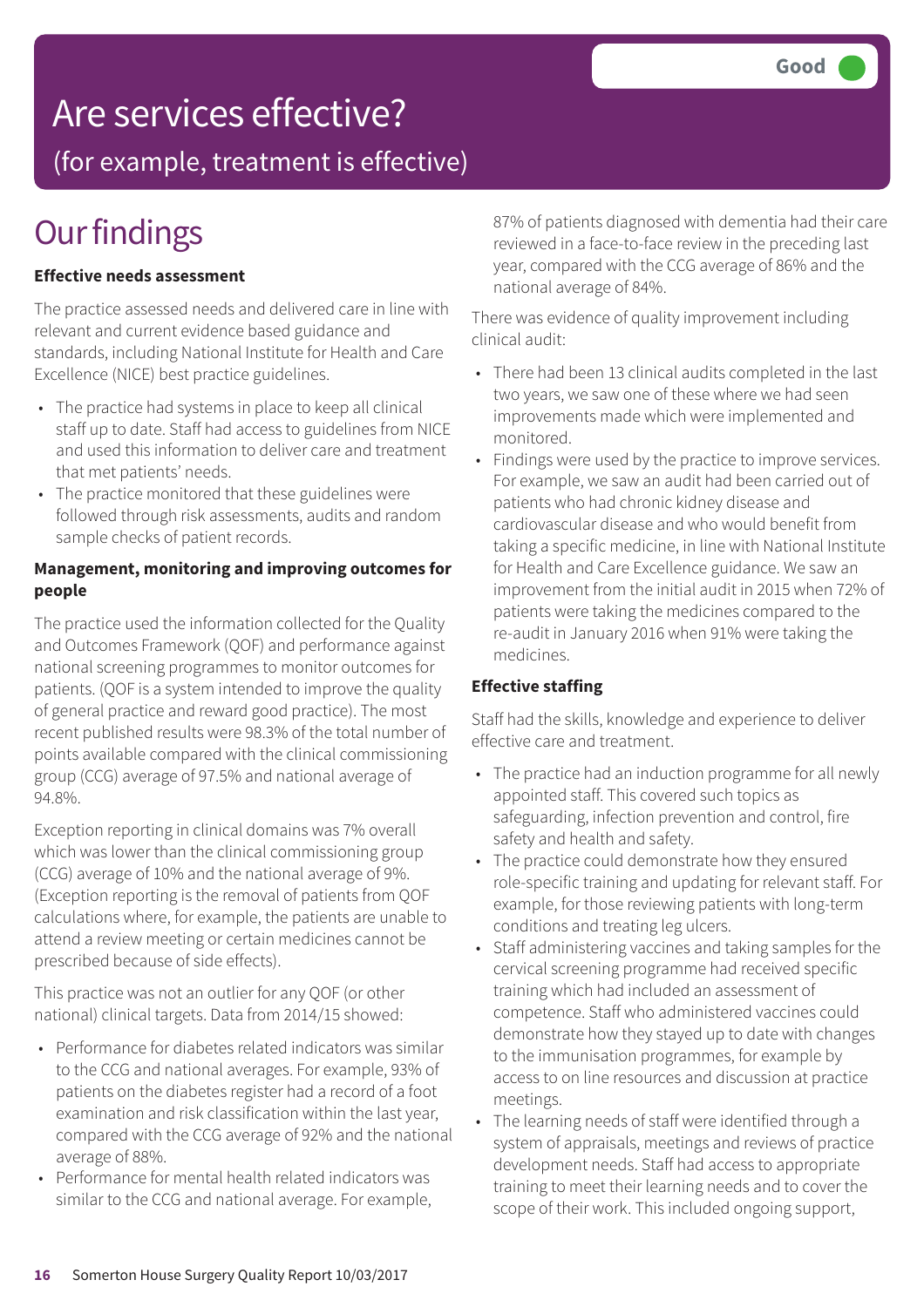# Are services effective?

## (for example, treatment is effective)

Good

# Our findings

**Effective needs assessment**

The practice assessed needs and delivered care in line with relevant and current evidence based guidance and standards, including National Institute for Health and Care Excellence (NICE) best practice guidelines.

- The practice had systems in place to keep all clinical staff up to date. Staff had access to guidelines from NICE and used this information to deliver care and treatment that met patients' needs.
- The practice monitored that these guidelines were followed through risk assessments, audits and random sample checks of patient records.

**Management, monitoring and improving outcomes for people**

The practice used the information collected for the Quality and Outcomes Framework (QOF) and performance against national screening programmes to monitor outcomes for patients. (QOF is a system intended to improve the quality of general practice and reward good practice). The most recent published results were 98.3% of the total number of points available compared with the clinical commissioning group (CCG) average of 97.5% and national average of 94.8%.

Exception reporting in clinical domains was 7% overall which was lower than the clinical commissioning group (CCG) average of 10% and the national average of 9%. (Exception reporting is the removal of patients from QOF calculations where, for example, the patients are unable to attend a review meeting or certain medicines cannot be prescribed because of side effects).

This practice was not an outlier for any QOF (or other national) clinical targets. Data from 2014/15 showed:

- Performance for diabetes related indicators was similar to the CCG and national averages. For example, 93% of patients on the diabetes register had a record of a foot examination and risk classification within the last year, compared with the CCG average of 92% and the national average of 88%.
- Performance for mental health related indicators was similar to the CCG and national average. For example, 87% of patients diagnosed with dementia had their care reviewed in a face-to-face review in the preceding last year, compared with the CCG average of 86% and the national average of 84%.

There was evidence of quality improvement including clinical audit:

- There had been 13 clinical audits completed in the last two years, we saw one of these where we had seen improvements made which were implemented and monitored.
- Findings were used by the practice to improve services. For example, we saw an audit had been carried out of patients who had chronic kidney disease and cardiovascular disease and who would benefit from taking a specific medicine, in line with National Institute for Health and Care Excellence guidance. We saw an improvement from the initial audit in 2015 when 72% of patients were taking the medicines compared to the re-audit in January 2016 when 91% were taking the medicines.

**Effective staffing**

Staff had the skills, knowledge and experience to deliver effective care and treatment.

- The practice had an induction programme for all newly appointed staff. This covered such topics as safeguarding, infection prevention and control, fire safety and health and safety.
- The practice could demonstrate how they ensured role-specific training and updating for relevant staff. For example, for those reviewing patients with long-term conditions and treating leg ulcers.
- Staff administering vaccines and taking samples for the cervical screening programme had received specific training which had included an assessment of competence. Staff who administered vaccines could demonstrate how they stayed up to date with changes to the immunisation programmes, for example by access to on line resources and discussion at practice meetings.
- The learning needs of staff were identified through a system of appraisals, meetings and reviews of practice development needs. Staff had access to appropriate training to meet their learning needs and to cover the scope of their work. This included ongoing support,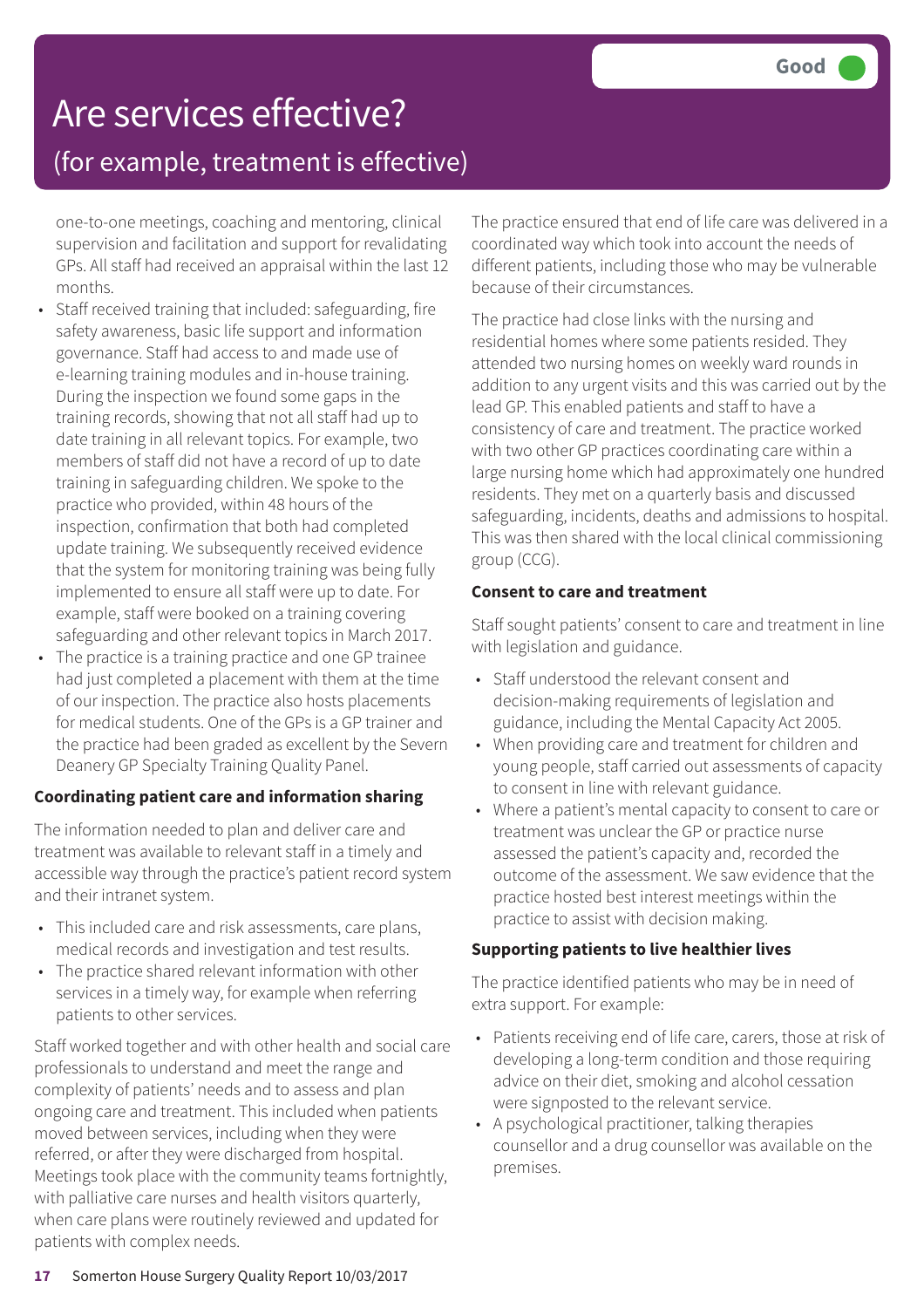# Are services effective?

## (for example, treatment is effective)

**Good**

one-to-one meetings, coaching and mentoring, clinical supervision and facilitation and support for revalidating GPs. All staff had received an appraisal within the last 12 months.

- Staff received training that included: safeguarding, fire safety awareness, basic life support and information governance. Staff had access to and made use of e-learning training modules and in-house training. During the inspection we found some gaps in the training records, showing that not all staff had up to date training in all relevant topics. For example, two members of staff did not have a record of up to date training in safeguarding children. We spoke to the practice who provided, within 48 hours of the inspection, confirmation that both had completed update training. We subsequently received evidence that the system for monitoring training was being fully implemented to ensure all staff were up to date. For example, staff were booked on a training covering safeguarding and other relevant topics in March 2017.
- The practice is a training practice and one GP trainee had just completed a placement with them at the time of our inspection. The practice also hosts placements for medical students. One of the GPs is a GP trainer and the practice had been graded as excellent by the Severn Deanery GP Specialty Training Quality Panel.

**Coordinating patient care and information sharing**

The information needed to plan and deliver care and treatment was available to relevant staff in a timely and accessible way through the practice's patient record system and their intranet system.

- This included care and risk assessments, care plans, medical records and investigation and test results.
- The practice shared relevant information with other services in a timely way, for example when referring patients to other services.

Staff worked together and with other health and social care professionals to understand and meet the range and complexity of patients' needs and to assess and plan ongoing care and treatment. This included when patients moved between services, including when they were referred, or after they were discharged from hospital. Meetings took place with the community teams fortnightly, with palliative care nurses and health visitors quarterly, when care plans were routinely reviewed and updated for patients with complex needs.

The practice ensured that end of life care was delivered in a coordinated way which took into account the needs of different patients, including those who may be vulnerable because of their circumstances.

The practice had close links with the nursing and residential homes where some patients resided. They attended two nursing homes on weekly ward rounds in addition to any urgent visits and this was carried out by the lead GP. This enabled patients and staff to have a consistency of care and treatment. The practice worked with two other GP practices coordinating care within a large nursing home which had approximately one hundred residents. They met on a quarterly basis and discussed safeguarding, incidents, deaths and admissions to hospital. This was then shared with the local clinical commissioning group (CCG).

**Consent to care and treatment**

Staff sought patients' consent to care and treatment in line with legislation and guidance.

- Staff understood the relevant consent and decision-making requirements of legislation and guidance, including the Mental Capacity Act 2005.
- When providing care and treatment for children and young people, staff carried out assessments of capacity to consent in line with relevant guidance.
- Where a patient's mental capacity to consent to care or treatment was unclear the GP or practice nurse assessed the patient's capacity and, recorded the outcome of the assessment. We saw evidence that the practice hosted best interest meetings within the practice to assist with decision making.

**Supporting patients to live healthier lives**

The practice identified patients who may be in need of extra support. For example:

- Patients receiving end of life care, carers, those at risk of developing a long-term condition and those requiring advice on their diet, smoking and alcohol cessation were signposted to the relevant service.
- A psychological practitioner, talking therapies counsellor and a drug counsellor was available on the premises.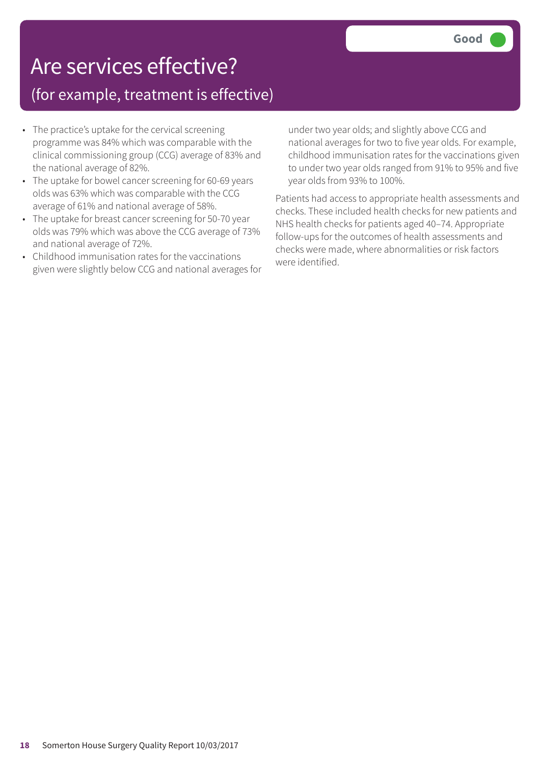# Are services effective?

## (for example, treatment is effective)

**Good**

- The practice's uptake for the cervical screening programme was 84% which was comparable with the clinical commissioning group (CCG) average of 83% and the national average of 82%.
- The uptake for bowel cancer screening for 60-69 years olds was 63% which was comparable with the CCG average of 61% and national average of 58%.
- The uptake for breast cancer screening for 50-70 year olds was 79% which was above the CCG average of 73% and national average of 72%.
- Childhood immunisation rates for the vaccinations given were slightly below CCG and national averages for under two year olds; and slightly above CCG and national averages for two to five year olds. For example, childhood immunisation rates for the vaccinations given to under two year olds ranged from 91% to 95% and five year olds from 93% to 100%.

Patients had access to appropriate health assessments and checks. These included health checks for new patients and NHS health checks for patients aged 40–74. Appropriate follow-ups for the outcomes of health assessments and checks were made, where abnormalities or risk factors were identified.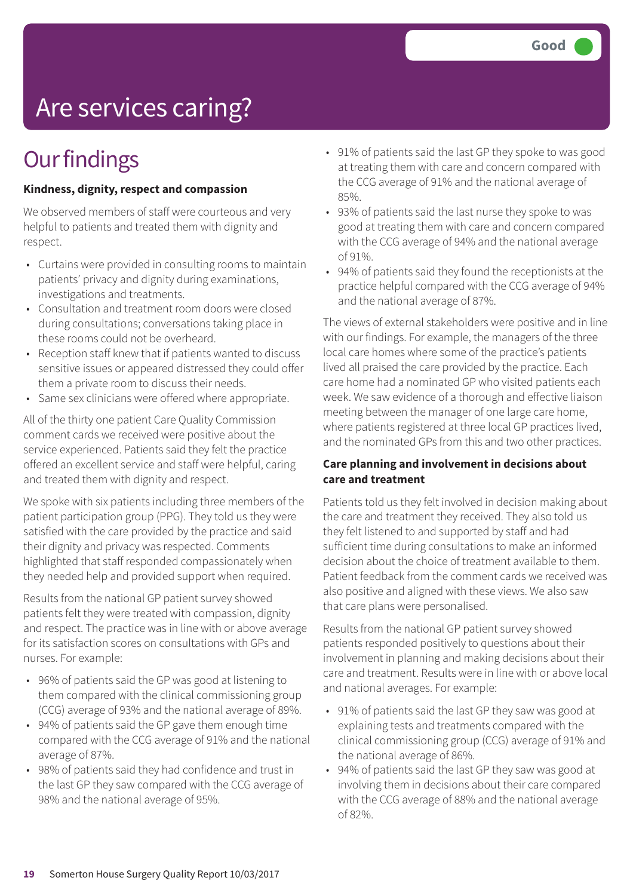# Are services caring?

Good

## Our findings

**Kindness, dignity, respect and compassion**

We observed members of staff were courteous and very helpful to patients and treated them with dignity and respect.

- Curtains were provided in consulting rooms to maintain patients' privacy and dignity during examinations, investigations and treatments.
- Consultation and treatment room doors were closed during consultations; conversations taking place in these rooms could not be overheard.
- Reception staff knew that if patients wanted to discuss sensitive issues or appeared distressed they could offer them a private room to discuss their needs.
- Same sex clinicians were offered where appropriate.

All of the thirty one patient Care Quality Commission comment cards we received were positive about the service experienced. Patients said they felt the practice offered an excellent service and staff were helpful, caring and treated them with dignity and respect.

We spoke with six patients including three members of the patient participation group (PPG). They told us they were satisfied with the care provided by the practice and said their dignity and privacy was respected. Comments highlighted that staff responded compassionately when they needed help and provided support when required.

Results from the national GP patient survey showed patients felt they were treated with compassion, dignity and respect. The practice was in line with or above average for its satisfaction scores on consultations with GPs and nurses. For example:

- 96% of patients said the GP was good at listening to them compared with the clinical commissioning group (CCG) average of 93% and the national average of 89%.
- 94% of patients said the GP gave them enough time compared with the CCG average of 91% and the national average of 87%.
- 98% of patients said they had confidence and trust in the last GP they saw compared with the CCG average of 98% and the national average of 95%.
- 91% of patients said the last GP they spoke to was good at treating them with care and concern compared with the CCG average of 91% and the national average of 85%.
- 93% of patients said the last nurse they spoke to was good at treating them with care and concern compared with the CCG average of 94% and the national average of 91%.
- 94% of patients said they found the receptionists at the practice helpful compared with the CCG average of 94% and the national average of 87%.

The views of external stakeholders were positive and in line with our findings. For example, the managers of the three local care homes where some of the practice's patients lived all praised the care provided by the practice. Each care home had a nominated GP who visited patients each week. We saw evidence of a thorough and effective liaison meeting between the manager of one large care home, where patients registered at three local GP practices lived, and the nominated GPs from this and two other practices.

**Care planning and involvement in decisions about care and treatment**

Patients told us they felt involved in decision making about the care and treatment they received. They also told us they felt listened to and supported by staff and had sufficient time during consultations to make an informed decision about the choice of treatment available to them. Patient feedback from the comment cards we received was also positive and aligned with these views. We also saw that care plans were personalised.

Results from the national GP patient survey showed patients responded positively to questions about their involvement in planning and making decisions about their care and treatment. Results were in line with or above local and national averages. For example:

- 91% of patients said the last GP they saw was good at explaining tests and treatments compared with the clinical commissioning group (CCG) average of 91% and the national average of 86%.
- 94% of patients said the last GP they saw was good at involving them in decisions about their care compared with the CCG average of 88% and the national average of 82%.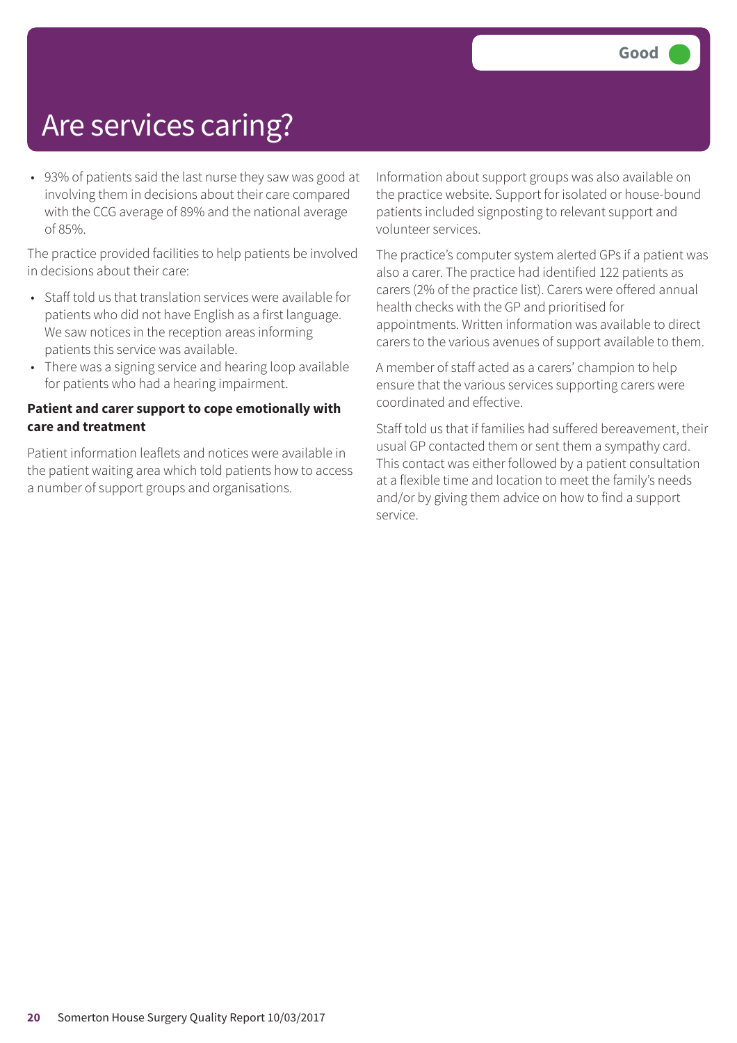# Are services caring?

Good

- 93% of patients said the last nurse they saw was good at involving them in decisions about their care compared with the CCG average of 89% and the national average of 85%.

The practice provided facilities to help patients be involved in decisions about their care:

- Staff told us that translation services were available for patients who did not have English as a first language. We saw notices in the reception areas informing patients this service was available.
- There was a signing service and hearing loop available for patients who had a hearing impairment.

**Patient and carer support to cope emotionally with care and treatment**

Patient information leaflets and notices were available in the patient waiting area which told patients how to access a number of support groups and organisations.

Information about support groups was also available on the practice website. Support for isolated or house-bound patients included signposting to relevant support and volunteer services.

The practice's computer system alerted GPs if a patient was also a carer. The practice had identified 122 patients as carers (2% of the practice list). Carers were offered annual health checks with the GP and prioritised for appointments. Written information was available to direct carers to the various avenues of support available to them.

A member of staff acted as a carers' champion to help ensure that the various services supporting carers were coordinated and effective.

Staff told us that if families had suffered bereavement, their usual GP contacted them or sent them a sympathy card. This contact was either followed by a patient consultation at a flexible time and location to meet the family's needs and/or by giving them advice on how to find a support service.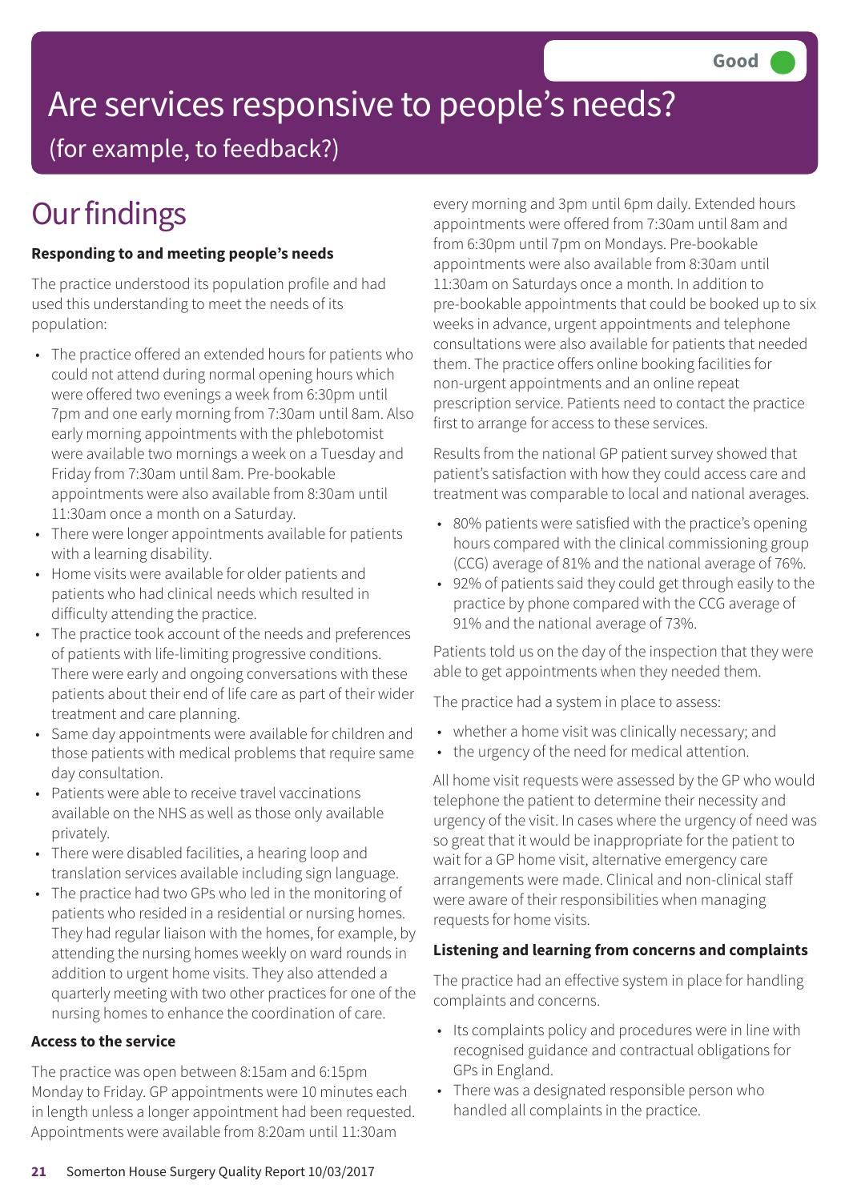Good

# Are services responsive to people's needs?

(for example, to feedback?)

## Our findings

### Responding to and meeting people's needs

The practice understood its population profile and had used this understanding to meet the needs of its population:

- The practice offered an extended hours for patients who could not attend during normal opening hours which were offered two evenings a week from 6:30pm until 7pm and one early morning from 7:30am until 8am. Also early morning appointments with the phlebotomist were available two mornings a week on a Tuesday and Friday from 7:30am until 8am. Pre-bookable appointments were also available from 8:30am until 11:30am once a month on a Saturday.
- There were longer appointments available for patients with a learning disability.
- Home visits were available for older patients and patients who had clinical needs which resulted in difficulty attending the practice.
- The practice took account of the needs and preferences of patients with life-limiting progressive conditions. There were early and ongoing conversations with these patients about their end of life care as part of their wider treatment and care planning.
- Same day appointments were available for children and those patients with medical problems that require same day consultation.
- Patients were able to receive travel vaccinations available on the NHS as well as those only available privately.
- There were disabled facilities, a hearing loop and translation services available including sign language.
- The practice had two GPs who led in the monitoring of patients who resided in a residential or nursing homes. They had regular liaison with the homes, for example, by attending the nursing homes weekly on ward rounds in addition to urgent home visits. They also attended a quarterly meeting with two other practices for one of the nursing homes to enhance the coordination of care.

### Access to the service

The practice was open between 8:15am and 6:15pm Monday to Friday. GP appointments were 10 minutes each in length unless a longer appointment had been requested. Appointments were available from 8:20am until 11:30am every morning and 3pm until 6pm daily. Extended hours appointments were offered from 7:30am until 8am and from 6:30pm until 7pm on Mondays. Pre-bookable appointments were also available from 8:30am until 11:30am on Saturdays once a month. In addition to pre-bookable appointments that could be booked up to six weeks in advance, urgent appointments and telephone consultations were also available for patients that needed them. The practice offers online booking facilities for non-urgent appointments and an online repeat prescription service. Patients need to contact the practice first to arrange for access to these services.

Results from the national GP patient survey showed that patient's satisfaction with how they could access care and treatment was comparable to local and national averages.

- 80% patients were satisfied with the practice's opening hours compared with the clinical commissioning group (CCG) average of 81% and the national average of 76%.
- 92% of patients said they could get through easily to the practice by phone compared with the CCG average of 91% and the national average of 73%.

Patients told us on the day of the inspection that they were able to get appointments when they needed them.

The practice had a system in place to assess:

- whether a home visit was clinically necessary; and
- the urgency of the need for medical attention.

All home visit requests were assessed by the GP who would telephone the patient to determine their necessity and urgency of the visit. In cases where the urgency of need was so great that it would be inappropriate for the patient to wait for a GP home visit, alternative emergency care arrangements were made. Clinical and non-clinical staff were aware of their responsibilities when managing requests for home visits.

### Listening and learning from concerns and complaints

The practice had an effective system in place for handling complaints and concerns.

- Its complaints policy and procedures were in line with recognised guidance and contractual obligations for GPs in England.
- There was a designated responsible person who handled all complaints in the practice.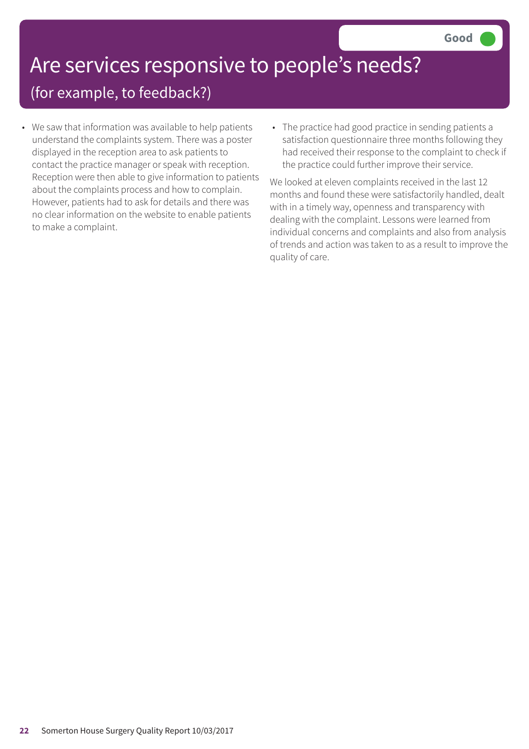# Are services responsive to people's needs?

## (for example, to feedback?)

**Good**

- We saw that information was available to help patients understand the complaints system. There was a poster displayed in the reception area to ask patients to contact the practice manager or speak with reception. Reception were then able to give information to patients about the complaints process and how to complain. However, patients had to ask for details and there was no clear information on the website to enable patients to make a complaint.
- The practice had good practice in sending patients a satisfaction questionnaire three months following they had received their response to the complaint to check if the practice could further improve their service.

We looked at eleven complaints received in the last 12 months and found these were satisfactorily handled, dealt with in a timely way, openness and transparency with dealing with the complaint. Lessons were learned from individual concerns and complaints and also from analysis of trends and action was taken to as a result to improve the quality of care.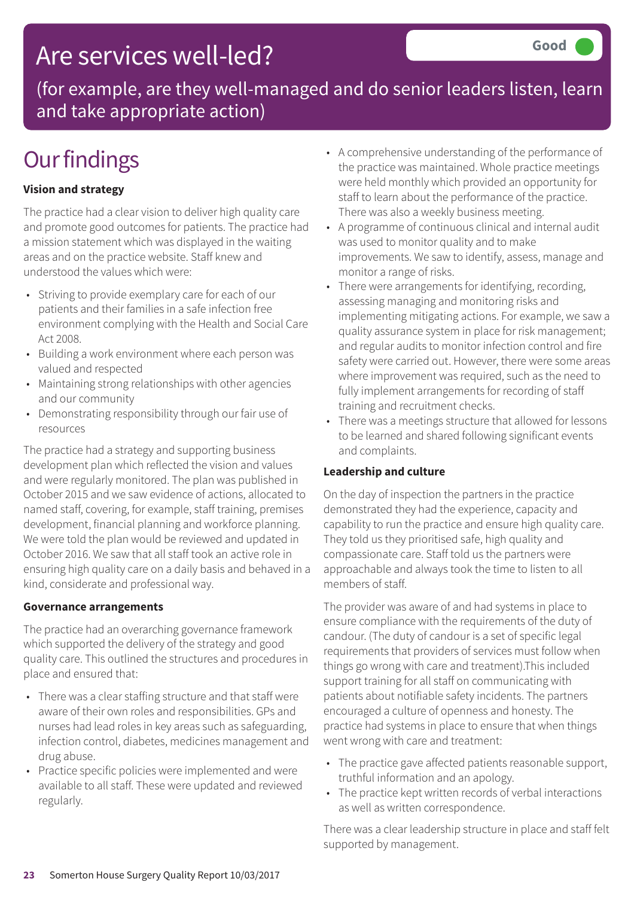# Are services well-led?

**Good**

(for example, are they well-managed and do senior leaders listen, learn and take appropriate action)

## Our findings

### Vision and strategy

The practice had a clear vision to deliver high quality care and promote good outcomes for patients. The practice had a mission statement which was displayed in the waiting areas and on the practice website. Staff knew and understood the values which were:

- Striving to provide exemplary care for each of our patients and their families in a safe infection free environment complying with the Health and Social Care Act 2008.
- Building a work environment where each person was valued and respected
- Maintaining strong relationships with other agencies and our community
- Demonstrating responsibility through our fair use of resources

The practice had a strategy and supporting business development plan which reflected the vision and values and were regularly monitored. The plan was published in October 2015 and we saw evidence of actions, allocated to named staff, covering, for example, staff training, premises development, financial planning and workforce planning. We were told the plan would be reviewed and updated in October 2016. We saw that all staff took an active role in ensuring high quality care on a daily basis and behaved in a kind, considerate and professional way.

### Governance arrangements

The practice had an overarching governance framework which supported the delivery of the strategy and good quality care. This outlined the structures and procedures in place and ensured that:

- There was a clear staffing structure and that staff were aware of their own roles and responsibilities. GPs and nurses had lead roles in key areas such as safeguarding, infection control, diabetes, medicines management and drug abuse.
- Practice specific policies were implemented and were available to all staff. These were updated and reviewed regularly.
- A comprehensive understanding of the performance of the practice was maintained. Whole practice meetings were held monthly which provided an opportunity for staff to learn about the performance of the practice. There was also a weekly business meeting.
- A programme of continuous clinical and internal audit was used to monitor quality and to make improvements. We saw to identify, assess, manage and monitor a range of risks.
- There were arrangements for identifying, recording, assessing managing and monitoring risks and implementing mitigating actions. For example, we saw a quality assurance system in place for risk management; and regular audits to monitor infection control and fire safety were carried out. However, there were some areas where improvement was required, such as the need to fully implement arrangements for recording of staff training and recruitment checks.
- There was a meetings structure that allowed for lessons to be learned and shared following significant events and complaints.

### Leadership and culture

On the day of inspection the partners in the practice demonstrated they had the experience, capacity and capability to run the practice and ensure high quality care. They told us they prioritised safe, high quality and compassionate care. Staff told us the partners were approachable and always took the time to listen to all members of staff.

The provider was aware of and had systems in place to ensure compliance with the requirements of the duty of candour. (The duty of candour is a set of specific legal requirements that providers of services must follow when things go wrong with care and treatment).This included support training for all staff on communicating with patients about notifiable safety incidents. The partners encouraged a culture of openness and honesty. The practice had systems in place to ensure that when things went wrong with care and treatment:

- The practice gave affected patients reasonable support, truthful information and an apology.
- The practice kept written records of verbal interactions as well as written correspondence.

There was a clear leadership structure in place and staff felt supported by management.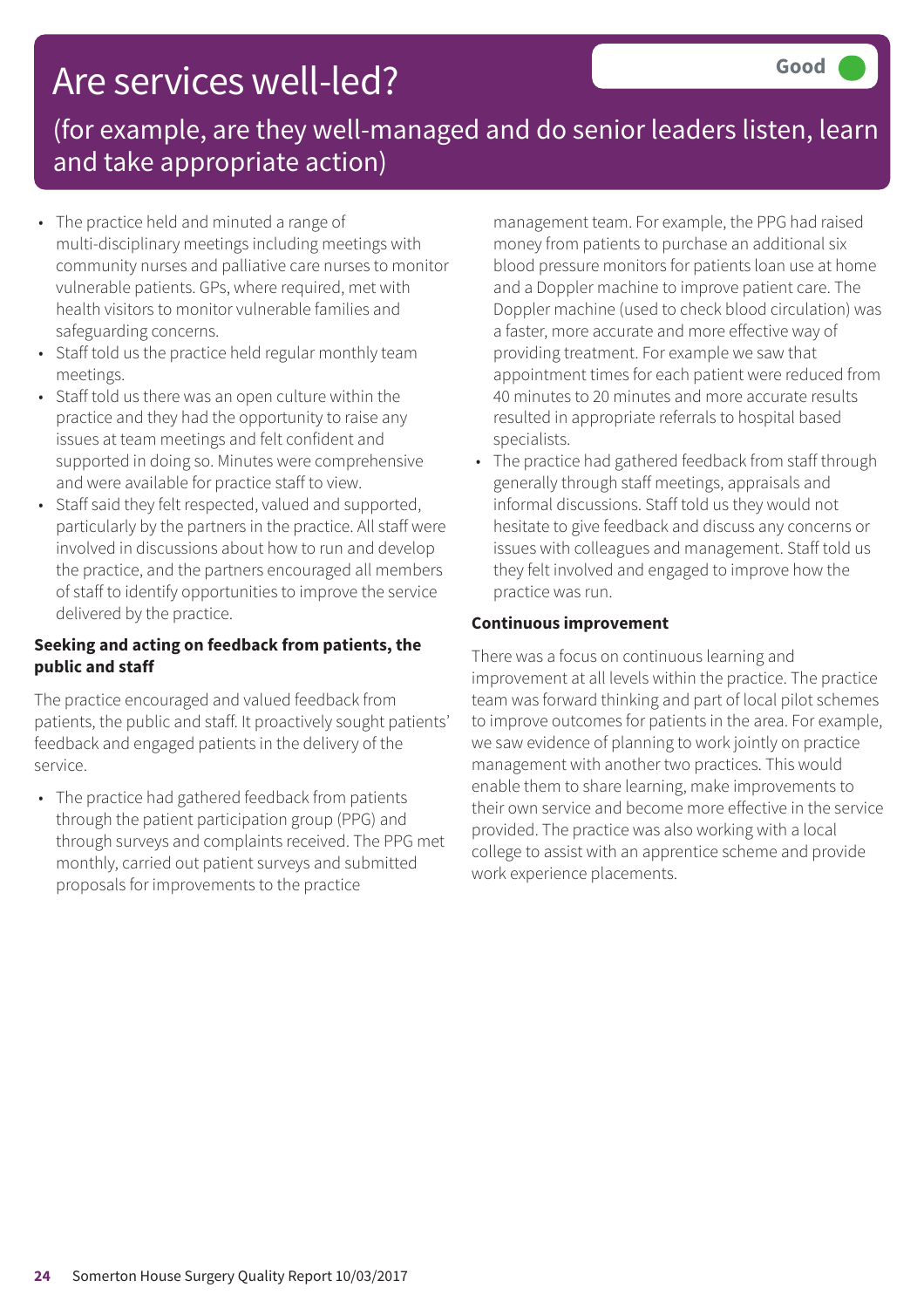# Are services well-led?

Good

(for example, are they well-managed and do senior leaders listen, learn and take appropriate action)

- The practice held and minuted a range of multi-disciplinary meetings including meetings with community nurses and palliative care nurses to monitor vulnerable patients. GPs, where required, met with health visitors to monitor vulnerable families and safeguarding concerns.
- Staff told us the practice held regular monthly team meetings.
- Staff told us there was an open culture within the practice and they had the opportunity to raise any issues at team meetings and felt confident and supported in doing so. Minutes were comprehensive and were available for practice staff to view.
- Staff said they felt respected, valued and supported, particularly by the partners in the practice. All staff were involved in discussions about how to run and develop the practice, and the partners encouraged all members of staff to identify opportunities to improve the service delivered by the practice.

**Seeking and acting on feedback from patients, the public and staff**

The practice encouraged and valued feedback from patients, the public and staff. It proactively sought patients' feedback and engaged patients in the delivery of the service.

- The practice had gathered feedback from patients through the patient participation group (PPG) and through surveys and complaints received. The PPG met monthly, carried out patient surveys and submitted proposals for improvements to the practice management team. For example, the PPG had raised money from patients to purchase an additional six blood pressure monitors for patients loan use at home and a Doppler machine to improve patient care. The Doppler machine (used to check blood circulation) was a faster, more accurate and more effective way of providing treatment. For example we saw that appointment times for each patient were reduced from 40 minutes to 20 minutes and more accurate results resulted in appropriate referrals to hospital based specialists.
- The practice had gathered feedback from staff through generally through staff meetings, appraisals and informal discussions. Staff told us they would not hesitate to give feedback and discuss any concerns or issues with colleagues and management. Staff told us they felt involved and engaged to improve how the practice was run.

**Continuous improvement**

There was a focus on continuous learning and improvement at all levels within the practice. The practice team was forward thinking and part of local pilot schemes to improve outcomes for patients in the area. For example, we saw evidence of planning to work jointly on practice management with another two practices. This would enable them to share learning, make improvements to their own service and become more effective in the service provided. The practice was also working with a local college to assist with an apprentice scheme and provide work experience placements.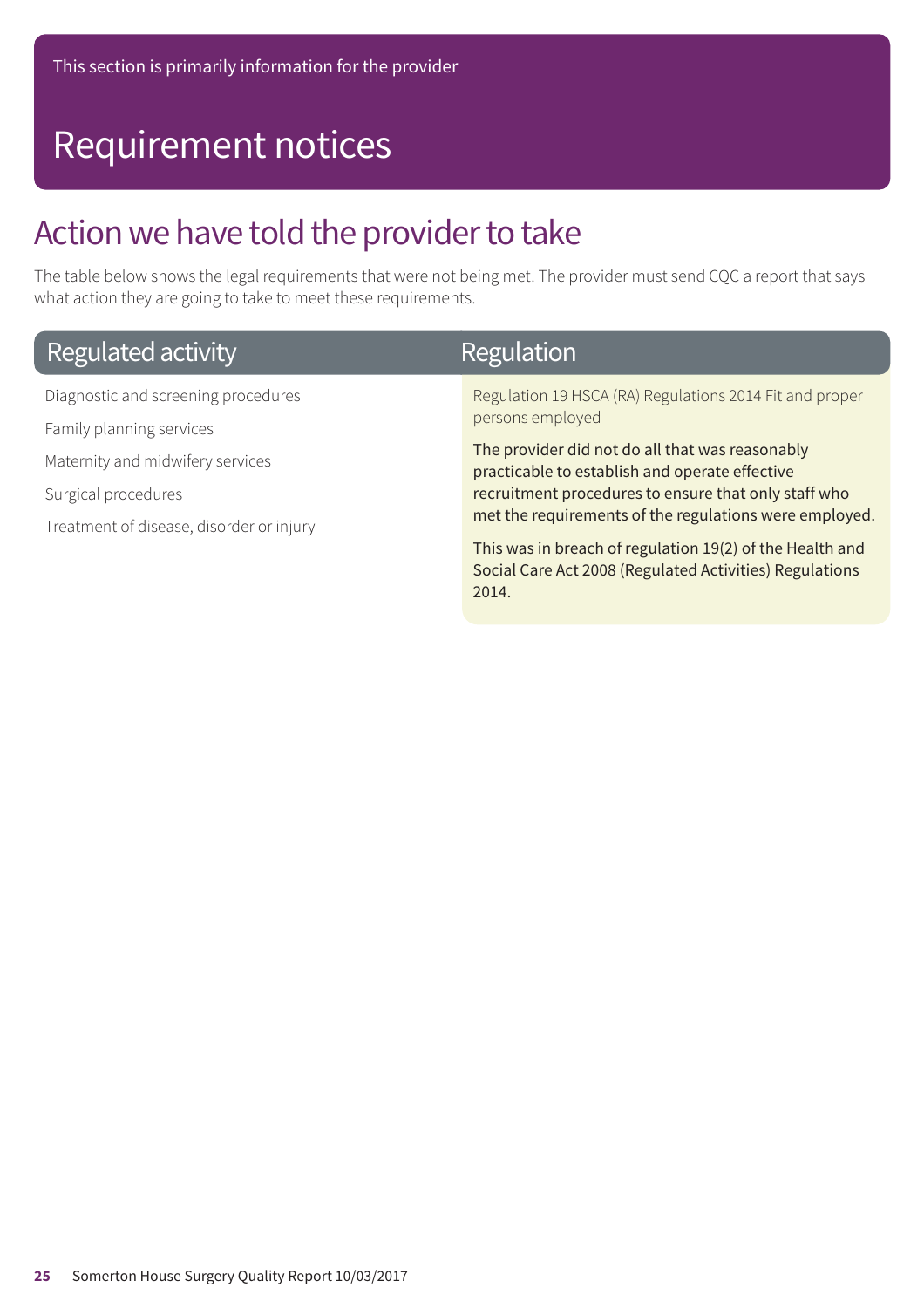This section is primarily information for the provider

# Requirement notices

## Action we have told the provider to take

The table below shows the legal requirements that were not being met. The provider must send CQC a report that says what action they are going to take to meet these requirements.

| Regulated activity | Regulation |
|---|---|
| Diagnostic and screening procedures<br>Family planning services<br>Maternity and midwifery services<br>Surgical procedures<br>Treatment of disease, disorder or injury | Regulation 19 HSCA (RA) Regulations 2014 Fit and proper persons employed<br><br>The provider did not do all that was reasonably practicable to establish and operate effective recruitment procedures to ensure that only staff who met the requirements of the regulations were employed.<br><br>This was in breach of regulation 19(2) of the Health and Social Care Act 2008 (Regulated Activities) Regulations 2014. |